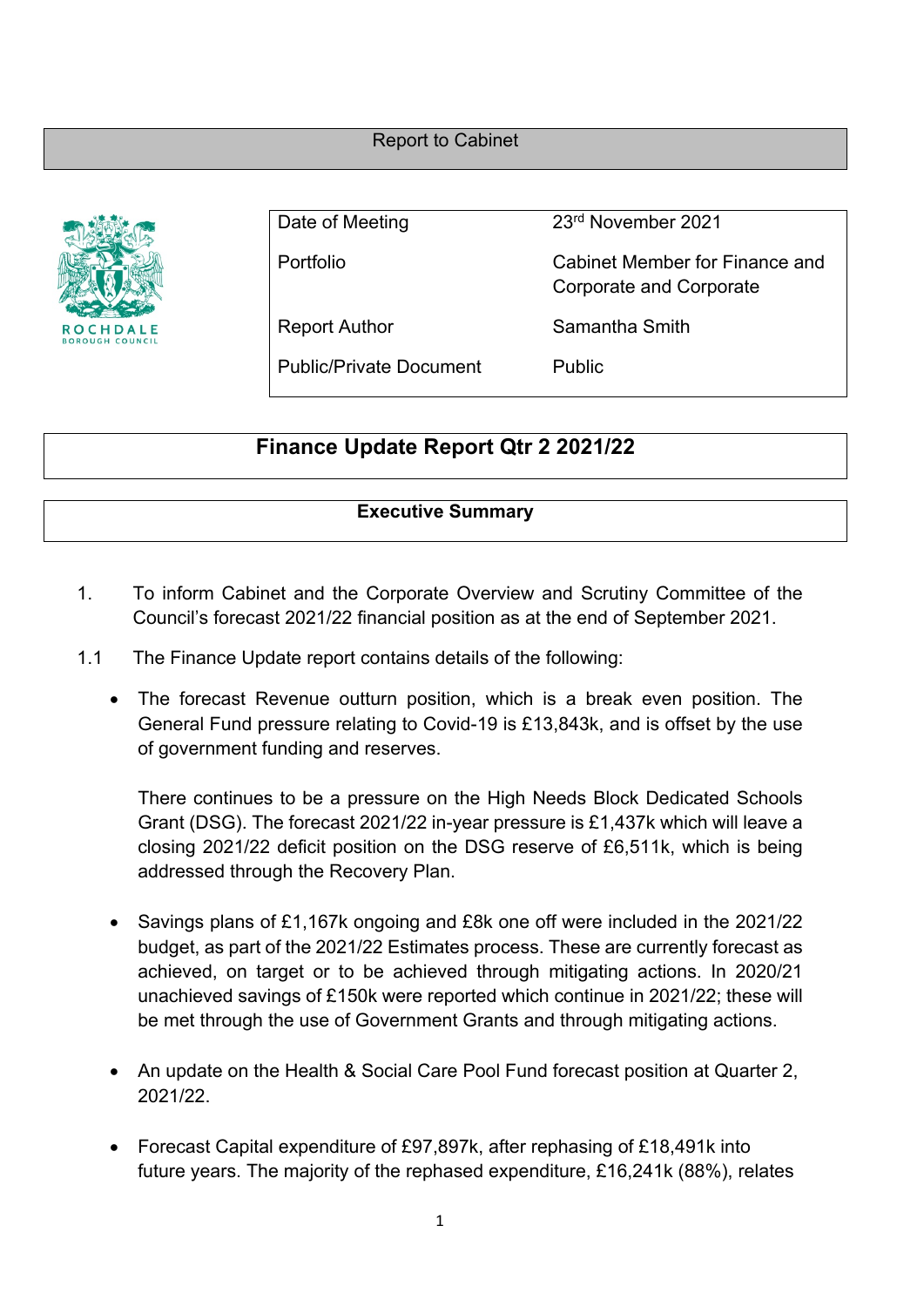Report to Cabinet

| Date of Meeting | 23rd November 2021 |
|---|---|
| Portfolio | Cabinet Member for Finance and Corporate and Corporate |
| Report Author | Samantha Smith |
| Public/Private Document | Public |

# Finance Update Report Qtr 2 2021/22

## Executive Summary

1. To inform Cabinet and the Corporate Overview and Scrutiny Committee of the Council's forecast 2021/22 financial position as at the end of September 2021.

1.1 The Finance Update report contains details of the following:

- The forecast Revenue outturn position, which is a break even position. The General Fund pressure relating to Covid-19 is £13,843k, and is offset by the use of government funding and reserves.

  There continues to be a pressure on the High Needs Block Dedicated Schools Grant (DSG). The forecast 2021/22 in-year pressure is £1,437k which will leave a closing 2021/22 deficit position on the DSG reserve of £6,511k, which is being addressed through the Recovery Plan.

- Savings plans of £1,167k ongoing and £8k one off were included in the 2021/22 budget, as part of the 2021/22 Estimates process. These are currently forecast as achieved, on target or to be achieved through mitigating actions. In 2020/21 unachieved savings of £150k were reported which continue in 2021/22; these will be met through the use of Government Grants and through mitigating actions.

- An update on the Health & Social Care Pool Fund forecast position at Quarter 2, 2021/22.

- Forecast Capital expenditure of £97,897k, after rephasing of £18,491k into future years. The majority of the rephased expenditure, £16,241k (88%), relates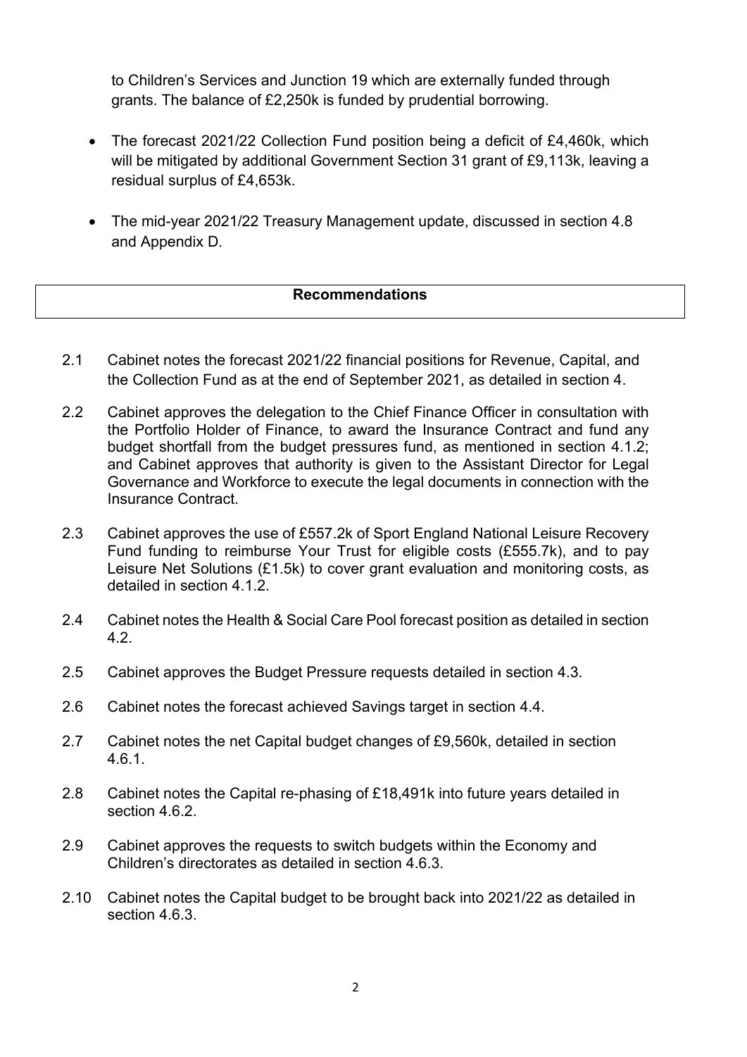to Children's Services and Junction 19 which are externally funded through grants. The balance of £2,250k is funded by prudential borrowing.

- The forecast 2021/22 Collection Fund position being a deficit of £4,460k, which will be mitigated by additional Government Section 31 grant of £9,113k, leaving a residual surplus of £4,653k.
- The mid-year 2021/22 Treasury Management update, discussed in section 4.8 and Appendix D.

## Recommendations

2.1 Cabinet notes the forecast 2021/22 financial positions for Revenue, Capital, and the Collection Fund as at the end of September 2021, as detailed in section 4.

2.2 Cabinet approves the delegation to the Chief Finance Officer in consultation with the Portfolio Holder of Finance, to award the Insurance Contract and fund any budget shortfall from the budget pressures fund, as mentioned in section 4.1.2; and Cabinet approves that authority is given to the Assistant Director for Legal Governance and Workforce to execute the legal documents in connection with the Insurance Contract.

2.3 Cabinet approves the use of £557.2k of Sport England National Leisure Recovery Fund funding to reimburse Your Trust for eligible costs (£555.7k), and to pay Leisure Net Solutions (£1.5k) to cover grant evaluation and monitoring costs, as detailed in section 4.1.2.

2.4 Cabinet notes the Health & Social Care Pool forecast position as detailed in section 4.2.

2.5 Cabinet approves the Budget Pressure requests detailed in section 4.3.

2.6 Cabinet notes the forecast achieved Savings target in section 4.4.

2.7 Cabinet notes the net Capital budget changes of £9,560k, detailed in section 4.6.1.

2.8 Cabinet notes the Capital re-phasing of £18,491k into future years detailed in section 4.6.2.

2.9 Cabinet approves the requests to switch budgets within the Economy and Children's directorates as detailed in section 4.6.3.

2.10 Cabinet notes the Capital budget to be brought back into 2021/22 as detailed in section 4.6.3.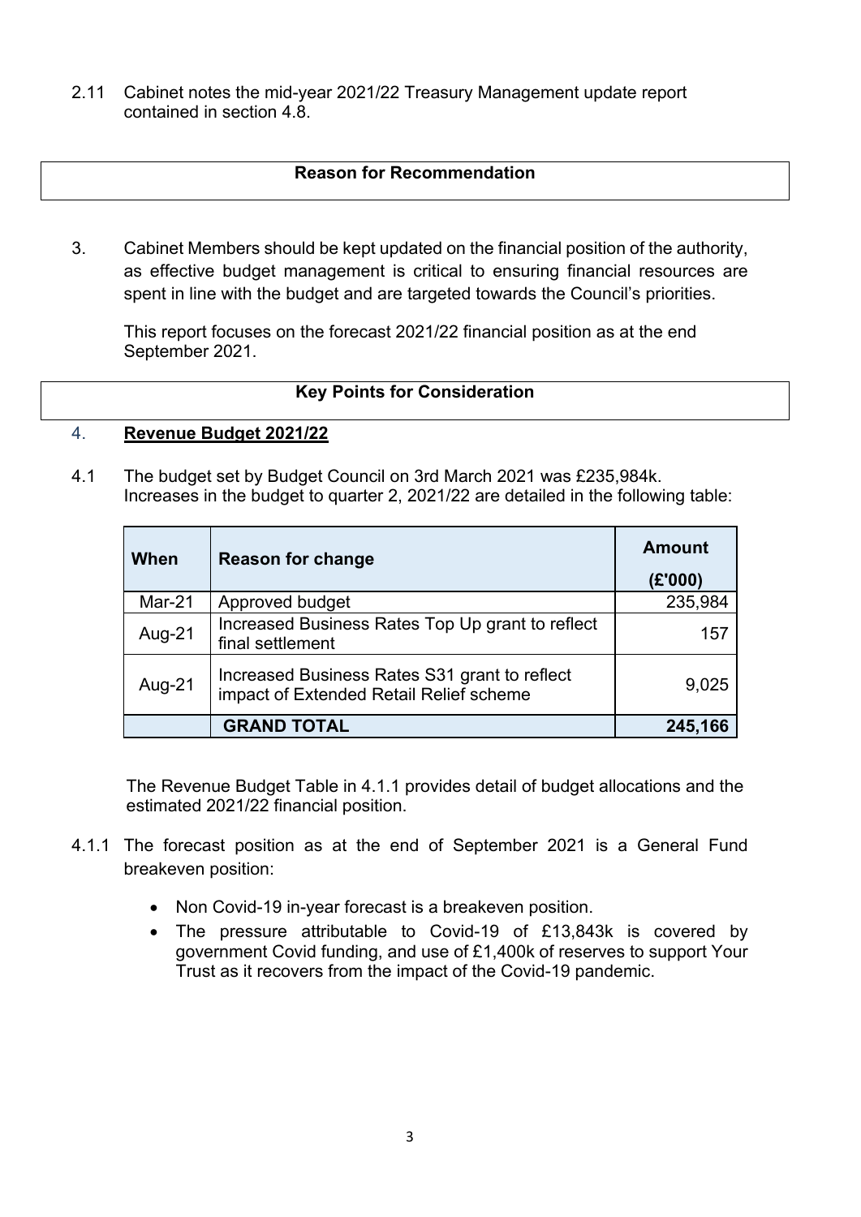2.11 Cabinet notes the mid-year 2021/22 Treasury Management update report contained in section 4.8.

## Reason for Recommendation

3. Cabinet Members should be kept updated on the financial position of the authority, as effective budget management is critical to ensuring financial resources are spent in line with the budget and are targeted towards the Council's priorities.

This report focuses on the forecast 2021/22 financial position as at the end September 2021.

## Key Points for Consideration

4. **Revenue Budget 2021/22**

4.1 The budget set by Budget Council on 3rd March 2021 was £235,984k. Increases in the budget to quarter 2, 2021/22 are detailed in the following table:

| When | Reason for change | Amount (£'000) |
|---|---|---|
| Mar-21 | Approved budget | 235,984 |
| Aug-21 | Increased Business Rates Top Up grant to reflect final settlement | 157 |
| Aug-21 | Increased Business Rates S31 grant to reflect impact of Extended Retail Relief scheme | 9,025 |
| | **GRAND TOTAL** | **245,166** |

The Revenue Budget Table in 4.1.1 provides detail of budget allocations and the estimated 2021/22 financial position.

4.1.1 The forecast position as at the end of September 2021 is a General Fund breakeven position:

- Non Covid-19 in-year forecast is a breakeven position.
- The pressure attributable to Covid-19 of £13,843k is covered by government Covid funding, and use of £1,400k of reserves to support Your Trust as it recovers from the impact of the Covid-19 pandemic.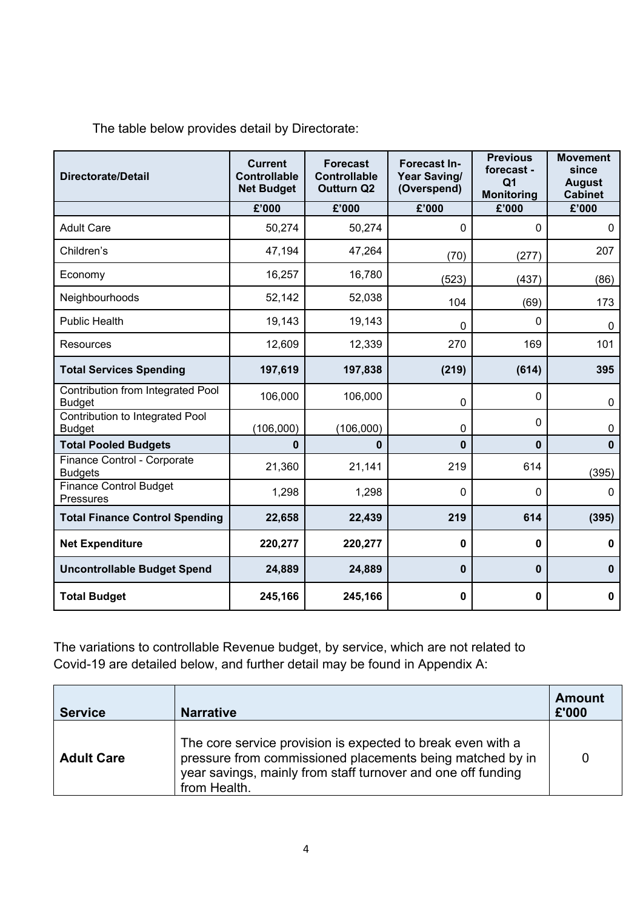The table below provides detail by Directorate:

| Directorate/Detail | Current Controllable Net Budget | Forecast Controllable Outturn Q2 | Forecast In-Year Saving/ (Overspend) | Previous forecast - Q1 Monitoring | Movement since August Cabinet |
|---|---|---|---|---|---|
| | £'000 | £'000 | £'000 | £'000 | £'000 |
| Adult Care | 50,274 | 50,274 | 0 | 0 | 0 |
| Children's | 47,194 | 47,264 | (70) | (277) | 207 |
| Economy | 16,257 | 16,780 | (523) | (437) | (86) |
| Neighbourhoods | 52,142 | 52,038 | 104 | (69) | 173 |
| Public Health | 19,143 | 19,143 | 0 | 0 | 0 |
| Resources | 12,609 | 12,339 | 270 | 169 | 101 |
| **Total Services Spending** | **197,619** | **197,838** | **(219)** | **(614)** | **395** |
| Contribution from Integrated Pool Budget | 106,000 | 106,000 | 0 | 0 | 0 |
| Contribution to Integrated Pool Budget | (106,000) | (106,000) | 0 | 0 | 0 |
| **Total Pooled Budgets** | **0** | **0** | **0** | **0** | **0** |
| Finance Control - Corporate Budgets | 21,360 | 21,141 | 219 | 614 | (395) |
| Finance Control Budget Pressures | 1,298 | 1,298 | 0 | 0 | 0 |
| **Total Finance Control Spending** | **22,658** | **22,439** | **219** | **614** | **(395)** |
| **Net Expenditure** | **220,277** | **220,277** | **0** | **0** | **0** |
| **Uncontrollable Budget Spend** | **24,889** | **24,889** | **0** | **0** | **0** |
| **Total Budget** | **245,166** | **245,166** | **0** | **0** | **0** |

The variations to controllable Revenue budget, by service, which are not related to Covid-19 are detailed below, and further detail may be found in Appendix A:

| Service | Narrative | Amount £'000 |
|---|---|---|
| **Adult Care** | The core service provision is expected to break even with a pressure from commissioned placements being matched by in year savings, mainly from staff turnover and one off funding from Health. | 0 |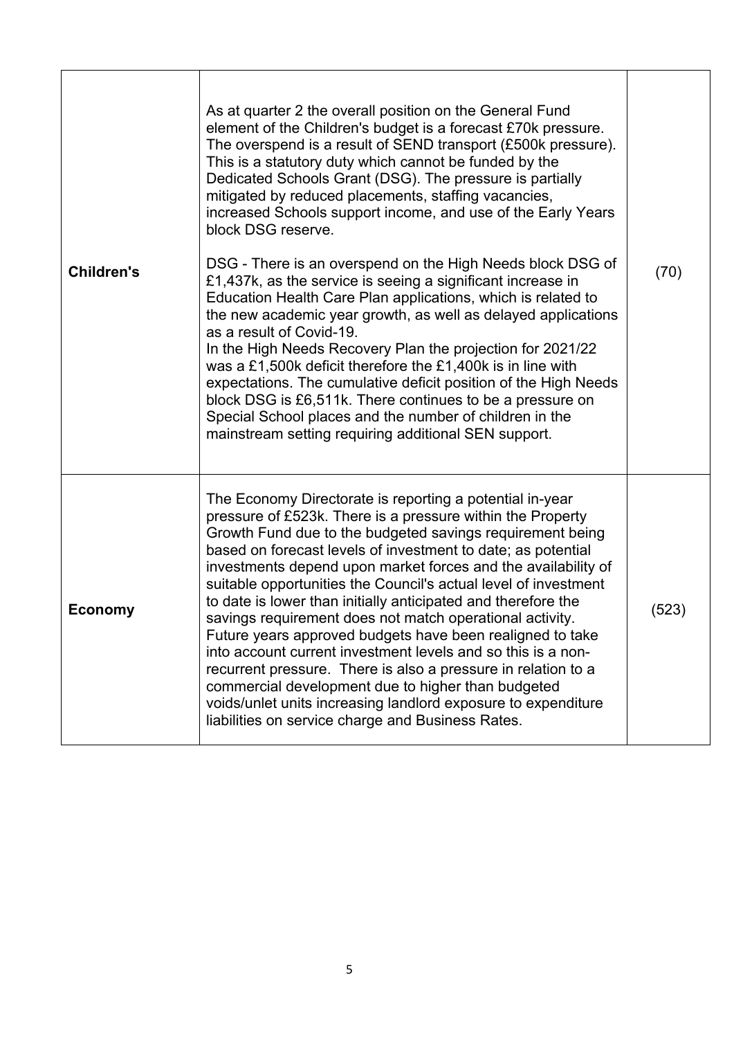| | | |
|---|---|---|
| **Children's** | As at quarter 2 the overall position on the General Fund element of the Children's budget is a forecast £70k pressure. The overspend is a result of SEND transport (£500k pressure). This is a statutory duty which cannot be funded by the Dedicated Schools Grant (DSG). The pressure is partially mitigated by reduced placements, staffing vacancies, increased Schools support income, and use of the Early Years block DSG reserve.<br><br>DSG - There is an overspend on the High Needs block DSG of £1,437k, as the service is seeing a significant increase in Education Health Care Plan applications, which is related to the new academic year growth, as well as delayed applications as a result of Covid-19.<br>In the High Needs Recovery Plan the projection for 2021/22 was a £1,500k deficit therefore the £1,400k is in line with expectations. The cumulative deficit position of the High Needs block DSG is £6,511k. There continues to be a pressure on Special School places and the number of children in the mainstream setting requiring additional SEN support. | (70) |
| **Economy** | The Economy Directorate is reporting a potential in-year pressure of £523k. There is a pressure within the Property Growth Fund due to the budgeted savings requirement being based on forecast levels of investment to date; as potential investments depend upon market forces and the availability of suitable opportunities the Council's actual level of investment to date is lower than initially anticipated and therefore the savings requirement does not match operational activity. Future years approved budgets have been realigned to take into account current investment levels and so this is a non-recurrent pressure. There is also a pressure in relation to a commercial development due to higher than budgeted voids/unlet units increasing landlord exposure to expenditure liabilities on service charge and Business Rates. | (523) |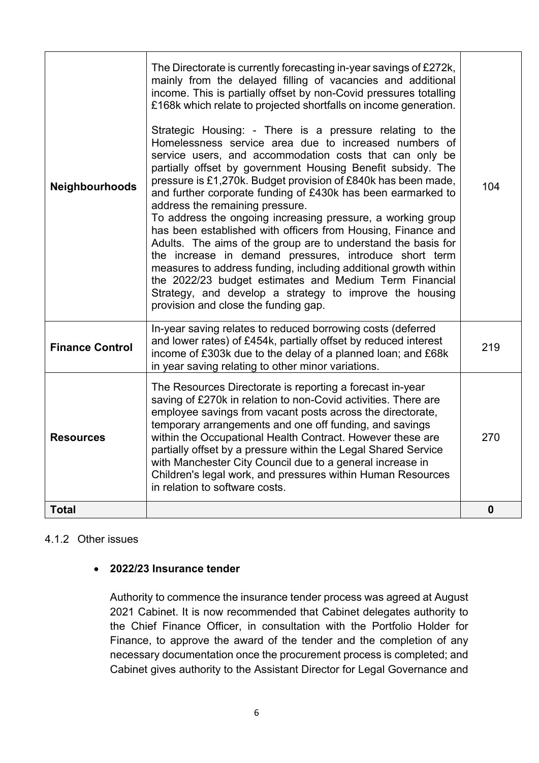| | | |
|---|---|---|
| **Neighbourhoods** | The Directorate is currently forecasting in-year savings of £272k, mainly from the delayed filling of vacancies and additional income. This is partially offset by non-Covid pressures totalling £168k which relate to projected shortfalls on income generation.<br><br>Strategic Housing: - There is a pressure relating to the Homelessness service area due to increased numbers of service users, and accommodation costs that can only be partially offset by government Housing Benefit subsidy. The pressure is £1,270k. Budget provision of £840k has been made, and further corporate funding of £430k has been earmarked to address the remaining pressure.<br>To address the ongoing increasing pressure, a working group has been established with officers from Housing, Finance and Adults. The aims of the group are to understand the basis for the increase in demand pressures, introduce short term measures to address funding, including additional growth within the 2022/23 budget estimates and Medium Term Financial Strategy, and develop a strategy to improve the housing provision and close the funding gap. | 104 |
| **Finance Control** | In-year saving relates to reduced borrowing costs (deferred and lower rates) of £454k, partially offset by reduced interest income of £303k due to the delay of a planned loan; and £68k in year saving relating to other minor variations. | 219 |
| **Resources** | The Resources Directorate is reporting a forecast in-year saving of £270k in relation to non-Covid activities. There are employee savings from vacant posts across the directorate, temporary arrangements and one off funding, and savings within the Occupational Health Contract. However these are partially offset by a pressure within the Legal Shared Service with Manchester City Council due to a general increase in Children's legal work, and pressures within Human Resources in relation to software costs. | 270 |
| **Total** | | **0** |

4.1.2 Other issues

- **2022/23 Insurance tender**

  Authority to commence the insurance tender process was agreed at August 2021 Cabinet. It is now recommended that Cabinet delegates authority to the Chief Finance Officer, in consultation with the Portfolio Holder for Finance, to approve the award of the tender and the completion of any necessary documentation once the procurement process is completed; and Cabinet gives authority to the Assistant Director for Legal Governance and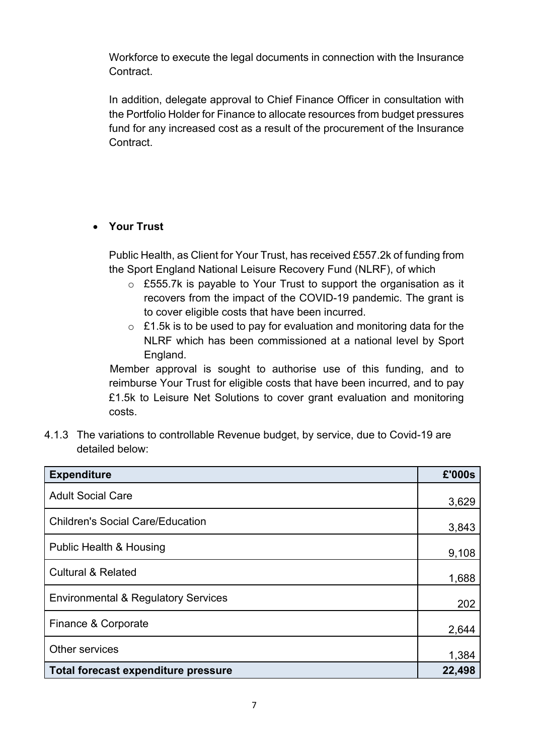Workforce to execute the legal documents in connection with the Insurance Contract.

In addition, delegate approval to Chief Finance Officer in consultation with the Portfolio Holder for Finance to allocate resources from budget pressures fund for any increased cost as a result of the procurement of the Insurance Contract.

- **Your Trust**

  Public Health, as Client for Your Trust, has received £557.2k of funding from the Sport England National Leisure Recovery Fund (NLRF), of which

  - £555.7k is payable to Your Trust to support the organisation as it recovers from the impact of the COVID-19 pandemic. The grant is to cover eligible costs that have been incurred.
  - £1.5k is to be used to pay for evaluation and monitoring data for the NLRF which has been commissioned at a national level by Sport England.

  Member approval is sought to authorise use of this funding, and to reimburse Your Trust for eligible costs that have been incurred, and to pay £1.5k to Leisure Net Solutions to cover grant evaluation and monitoring costs.

4.1.3 The variations to controllable Revenue budget, by service, due to Covid-19 are detailed below:

| **Expenditure** | **£'000s** |
|---|---:|
| Adult Social Care | 3,629 |
| Children's Social Care/Education | 3,843 |
| Public Health & Housing | 9,108 |
| Cultural & Related | 1,688 |
| Environmental & Regulatory Services | 202 |
| Finance & Corporate | 2,644 |
| Other services | 1,384 |
| **Total forecast expenditure pressure** | **22,498** |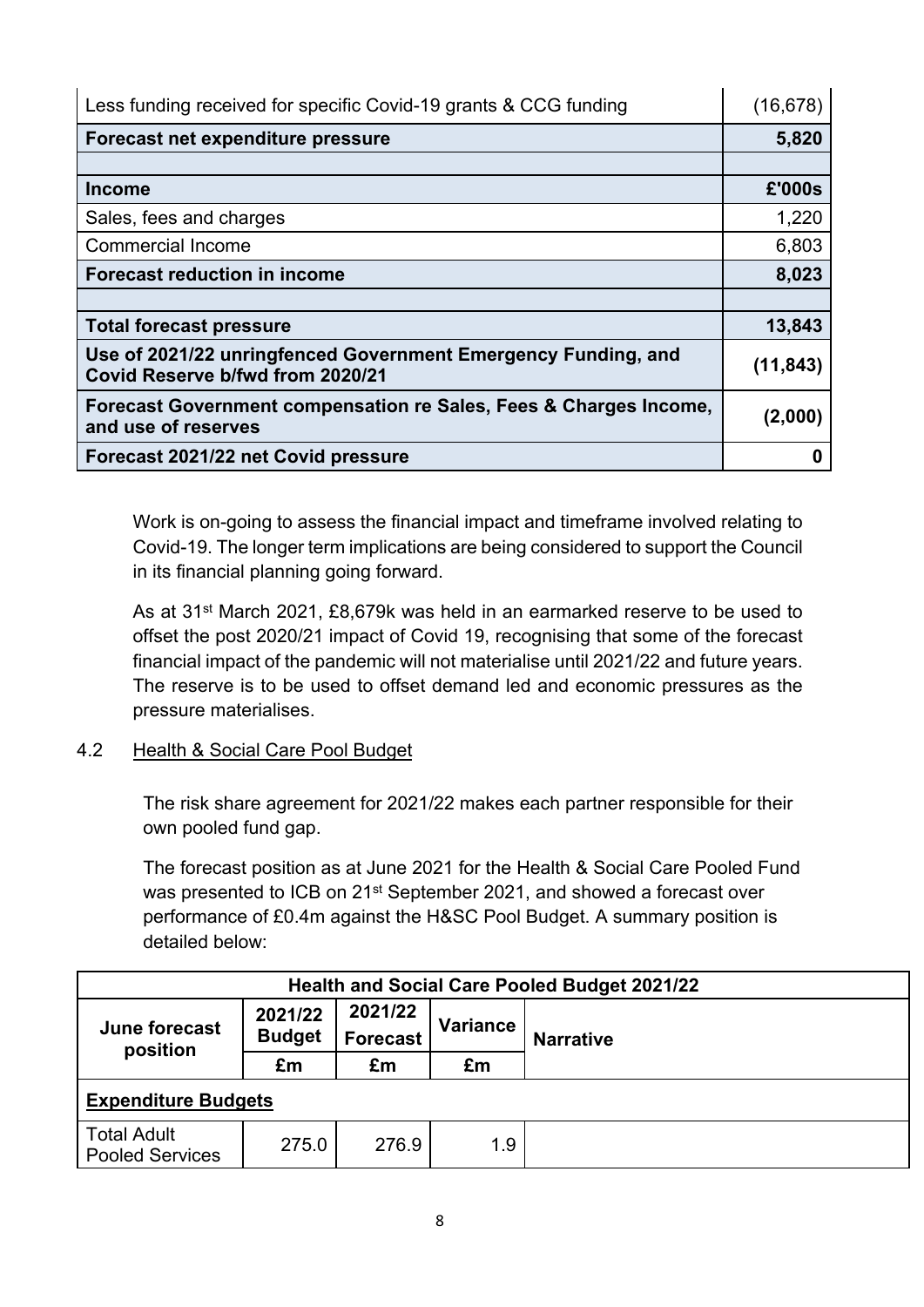| | |
|---|---|
| Less funding received for specific Covid-19 grants & CCG funding | (16,678) |
| **Forecast net expenditure pressure** | **5,820** |
| | |
| **Income** | **£'000s** |
| Sales, fees and charges | 1,220 |
| Commercial Income | 6,803 |
| **Forecast reduction in income** | **8,023** |
| | |
| **Total forecast pressure** | **13,843** |
| **Use of 2021/22 unringfenced Government Emergency Funding, and Covid Reserve b/fwd from 2020/21** | **(11,843)** |
| **Forecast Government compensation re Sales, Fees & Charges Income, and use of reserves** | **(2,000)** |
| **Forecast 2021/22 net Covid pressure** | **0** |

Work is on-going to assess the financial impact and timeframe involved relating to Covid-19. The longer term implications are being considered to support the Council in its financial planning going forward.

As at 31st March 2021, £8,679k was held in an earmarked reserve to be used to offset the post 2020/21 impact of Covid 19, recognising that some of the forecast financial impact of the pandemic will not materialise until 2021/22 and future years. The reserve is to be used to offset demand led and economic pressures as the pressure materialises.

4.2 Health & Social Care Pool Budget

The risk share agreement for 2021/22 makes each partner responsible for their own pooled fund gap.

The forecast position as at June 2021 for the Health & Social Care Pooled Fund was presented to ICB on 21st September 2021, and showed a forecast over performance of £0.4m against the H&SC Pool Budget. A summary position is detailed below:

| **Health and Social Care Pooled Budget 2021/22** | | | | |
|---|---|---|---|---|
| **June forecast position** | **2021/22 Budget** | **2021/22 Forecast** | **Variance** | **Narrative** |
| | **£m** | **£m** | **£m** | |
| **Expenditure Budgets** | | | | |
| Total Adult Pooled Services | 275.0 | 276.9 | 1.9 | |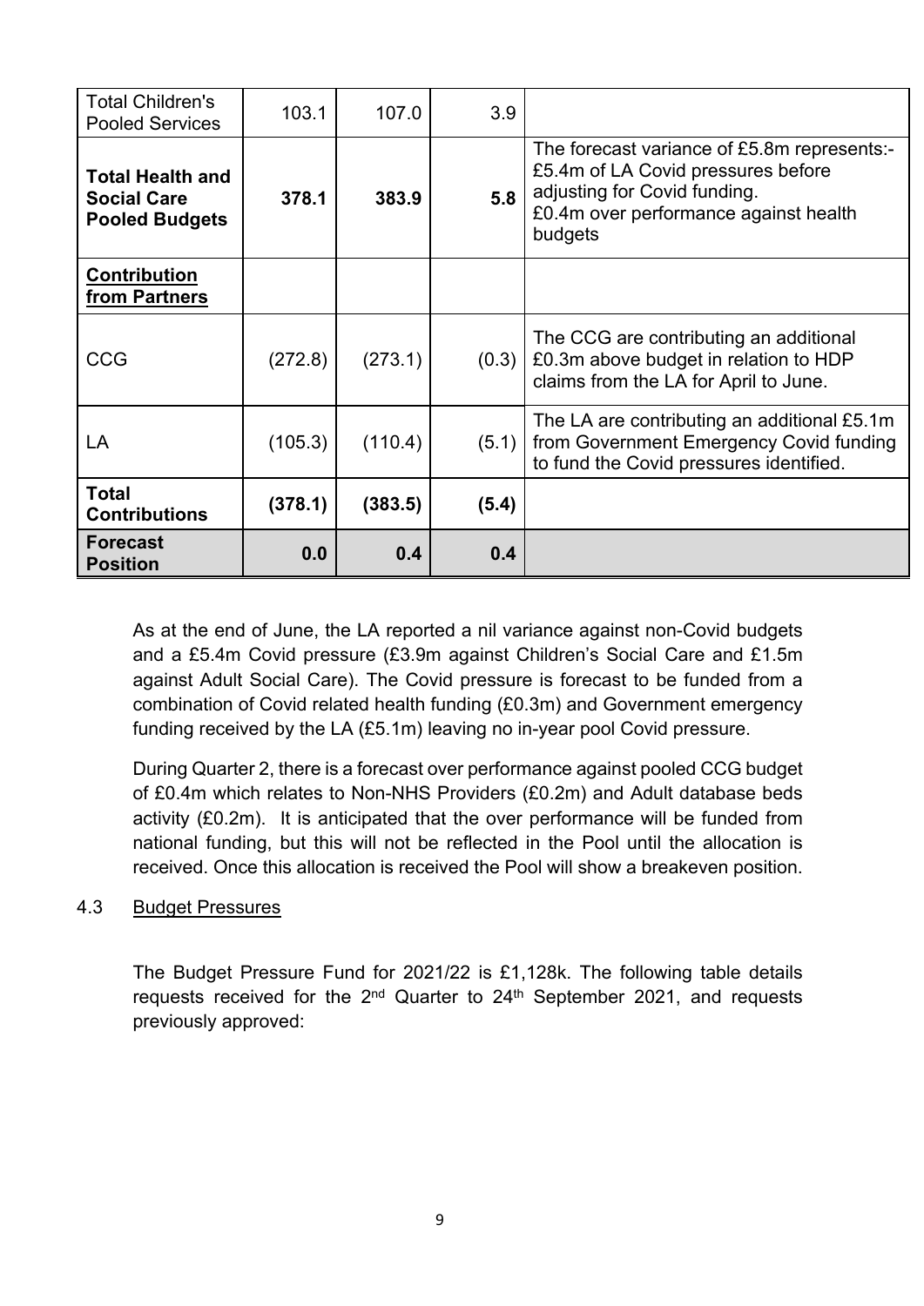| | | | | |
|---|---|---|---|---|
| Total Children's Pooled Services | 103.1 | 107.0 | 3.9 | |
| **Total Health and Social Care Pooled Budgets** | **378.1** | **383.9** | **5.8** | The forecast variance of £5.8m represents:- £5.4m of LA Covid pressures before adjusting for Covid funding. £0.4m over performance against health budgets |
| **Contribution from Partners** | | | | |
| CCG | (272.8) | (273.1) | (0.3) | The CCG are contributing an additional £0.3m above budget in relation to HDP claims from the LA for April to June. |
| LA | (105.3) | (110.4) | (5.1) | The LA are contributing an additional £5.1m from Government Emergency Covid funding to fund the Covid pressures identified. |
| **Total Contributions** | **(378.1)** | **(383.5)** | **(5.4)** | |
| **Forecast Position** | **0.0** | **0.4** | **0.4** | |

As at the end of June, the LA reported a nil variance against non-Covid budgets and a £5.4m Covid pressure (£3.9m against Children's Social Care and £1.5m against Adult Social Care). The Covid pressure is forecast to be funded from a combination of Covid related health funding (£0.3m) and Government emergency funding received by the LA (£5.1m) leaving no in-year pool Covid pressure.

During Quarter 2, there is a forecast over performance against pooled CCG budget of £0.4m which relates to Non-NHS Providers (£0.2m) and Adult database beds activity (£0.2m). It is anticipated that the over performance will be funded from national funding, but this will not be reflected in the Pool until the allocation is received. Once this allocation is received the Pool will show a breakeven position.

4.3 Budget Pressures

The Budget Pressure Fund for 2021/22 is £1,128k. The following table details requests received for the 2nd Quarter to 24th September 2021, and requests previously approved: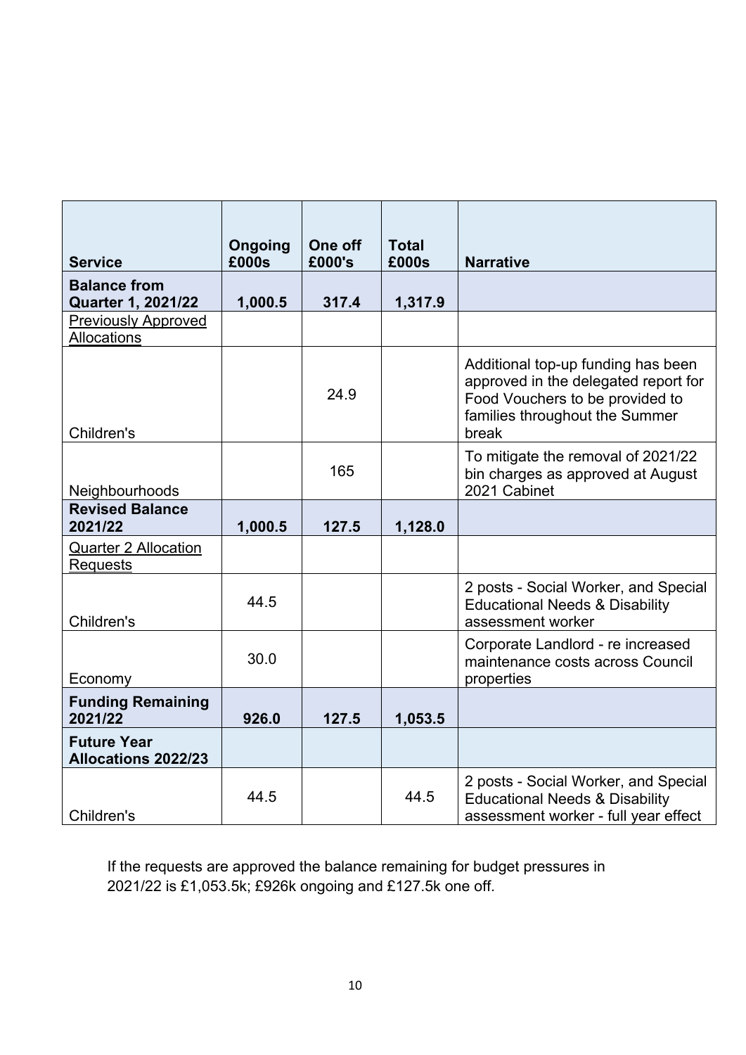| Service | Ongoing £000s | One off £000's | Total £000s | Narrative |
|---|---|---|---|---|
| **Balance from Quarter 1, 2021/22** | **1,000.5** | **317.4** | **1,317.9** | |
| Previously Approved Allocations | | | | |
| Children's | | 24.9 | | Additional top-up funding has been approved in the delegated report for Food Vouchers to be provided to families throughout the Summer break |
| Neighbourhoods | | 165 | | To mitigate the removal of 2021/22 bin charges as approved at August 2021 Cabinet |
| **Revised Balance 2021/22** | **1,000.5** | **127.5** | **1,128.0** | |
| Quarter 2 Allocation Requests | | | | |
| Children's | 44.5 | | | 2 posts - Social Worker, and Special Educational Needs & Disability assessment worker |
| Economy | 30.0 | | | Corporate Landlord - re increased maintenance costs across Council properties |
| **Funding Remaining 2021/22** | **926.0** | **127.5** | **1,053.5** | |
| **Future Year Allocations 2022/23** | | | | |
| Children's | 44.5 | | 44.5 | 2 posts - Social Worker, and Special Educational Needs & Disability assessment worker - full year effect |

If the requests are approved the balance remaining for budget pressures in 2021/22 is £1,053.5k; £926k ongoing and £127.5k one off.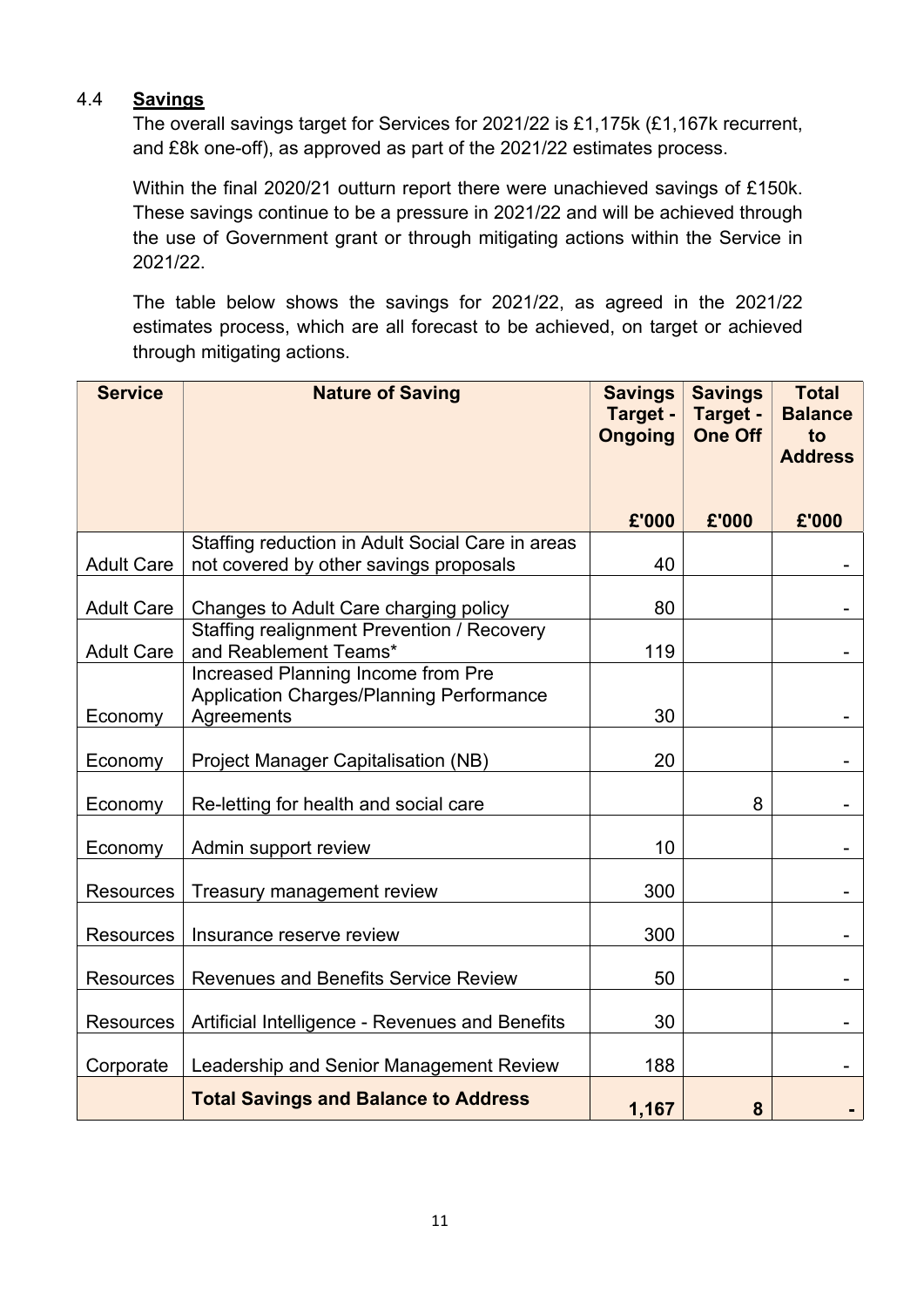### 4.4 **Savings**

The overall savings target for Services for 2021/22 is £1,175k (£1,167k recurrent, and £8k one-off), as approved as part of the 2021/22 estimates process.

Within the final 2020/21 outturn report there were unachieved savings of £150k. These savings continue to be a pressure in 2021/22 and will be achieved through the use of Government grant or through mitigating actions within the Service in 2021/22.

The table below shows the savings for 2021/22, as agreed in the 2021/22 estimates process, which are all forecast to be achieved, on target or achieved through mitigating actions.

| Service | Nature of Saving | Savings Target - Ongoing | Savings Target - One Off | Total Balance to Address |
|---|---|---|---|---|
| | | £'000 | £'000 | £'000 |
| Adult Care | Staffing reduction in Adult Social Care in areas not covered by other savings proposals | 40 | | - |
| Adult Care | Changes to Adult Care charging policy | 80 | | - |
| Adult Care | Staffing realignment Prevention / Recovery and Reablement Teams* | 119 | | - |
| Economy | Increased Planning Income from Pre Application Charges/Planning Performance Agreements | 30 | | - |
| Economy | Project Manager Capitalisation (NB) | 20 | | - |
| Economy | Re-letting for health and social care | | 8 | - |
| Economy | Admin support review | 10 | | - |
| Resources | Treasury management review | 300 | | - |
| Resources | Insurance reserve review | 300 | | - |
| Resources | Revenues and Benefits Service Review | 50 | | - |
| Resources | Artificial Intelligence - Revenues and Benefits | 30 | | - |
| Corporate | Leadership and Senior Management Review | 188 | | - |
| | **Total Savings and Balance to Address** | **1,167** | **8** | **-** |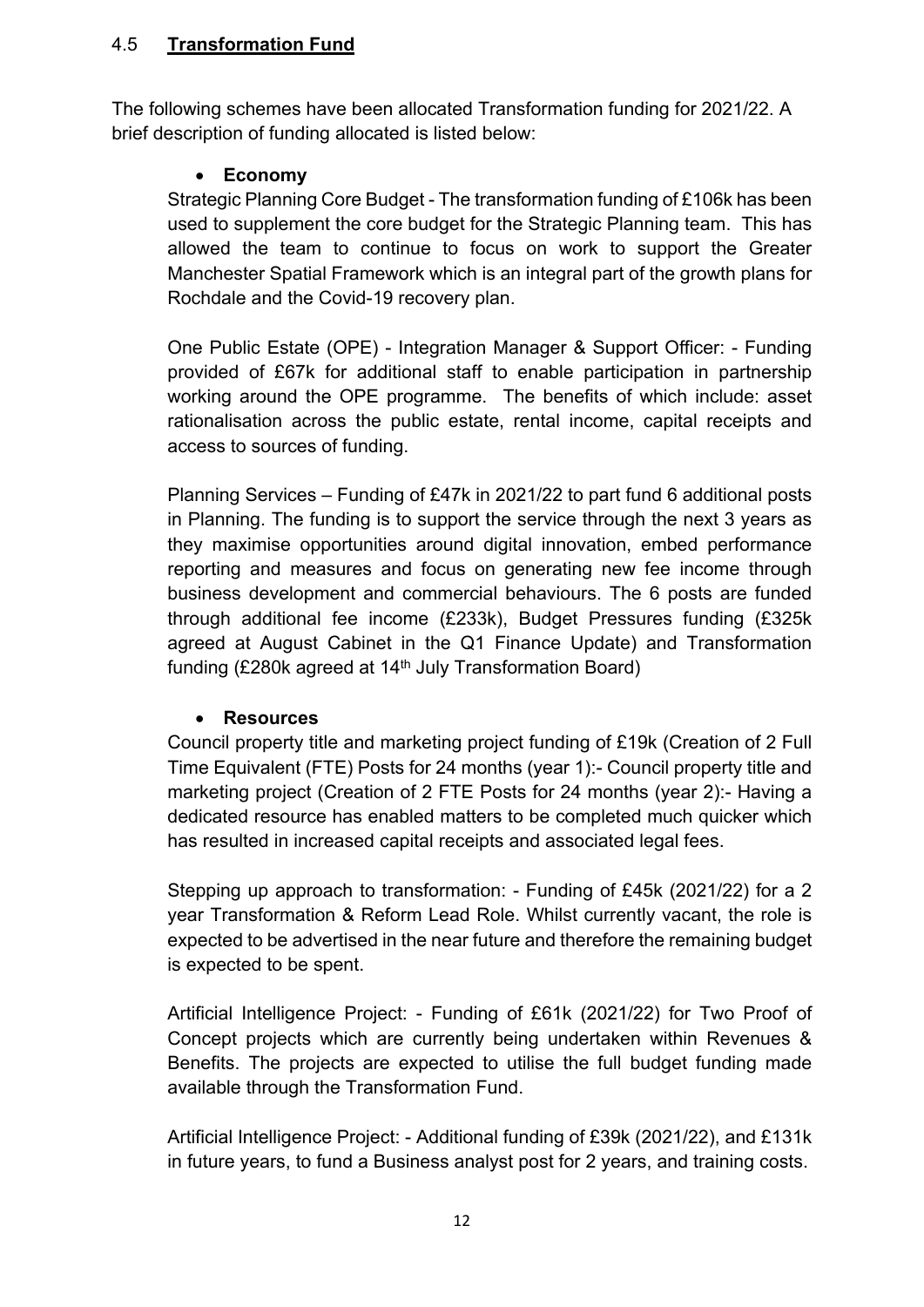## 4.5 **Transformation Fund**

The following schemes have been allocated Transformation funding for 2021/22. A brief description of funding allocated is listed below:

- **Economy**

Strategic Planning Core Budget - The transformation funding of £106k has been used to supplement the core budget for the Strategic Planning team. This has allowed the team to continue to focus on work to support the Greater Manchester Spatial Framework which is an integral part of the growth plans for Rochdale and the Covid-19 recovery plan.

One Public Estate (OPE) - Integration Manager & Support Officer: - Funding provided of £67k for additional staff to enable participation in partnership working around the OPE programme. The benefits of which include: asset rationalisation across the public estate, rental income, capital receipts and access to sources of funding.

Planning Services – Funding of £47k in 2021/22 to part fund 6 additional posts in Planning. The funding is to support the service through the next 3 years as they maximise opportunities around digital innovation, embed performance reporting and measures and focus on generating new fee income through business development and commercial behaviours. The 6 posts are funded through additional fee income (£233k), Budget Pressures funding (£325k agreed at August Cabinet in the Q1 Finance Update) and Transformation funding (£280k agreed at 14th July Transformation Board)

- **Resources**

Council property title and marketing project funding of £19k (Creation of 2 Full Time Equivalent (FTE) Posts for 24 months (year 1):- Council property title and marketing project (Creation of 2 FTE Posts for 24 months (year 2):- Having a dedicated resource has enabled matters to be completed much quicker which has resulted in increased capital receipts and associated legal fees.

Stepping up approach to transformation: - Funding of £45k (2021/22) for a 2 year Transformation & Reform Lead Role. Whilst currently vacant, the role is expected to be advertised in the near future and therefore the remaining budget is expected to be spent.

Artificial Intelligence Project: - Funding of £61k (2021/22) for Two Proof of Concept projects which are currently being undertaken within Revenues & Benefits. The projects are expected to utilise the full budget funding made available through the Transformation Fund.

Artificial Intelligence Project: - Additional funding of £39k (2021/22), and £131k in future years, to fund a Business analyst post for 2 years, and training costs.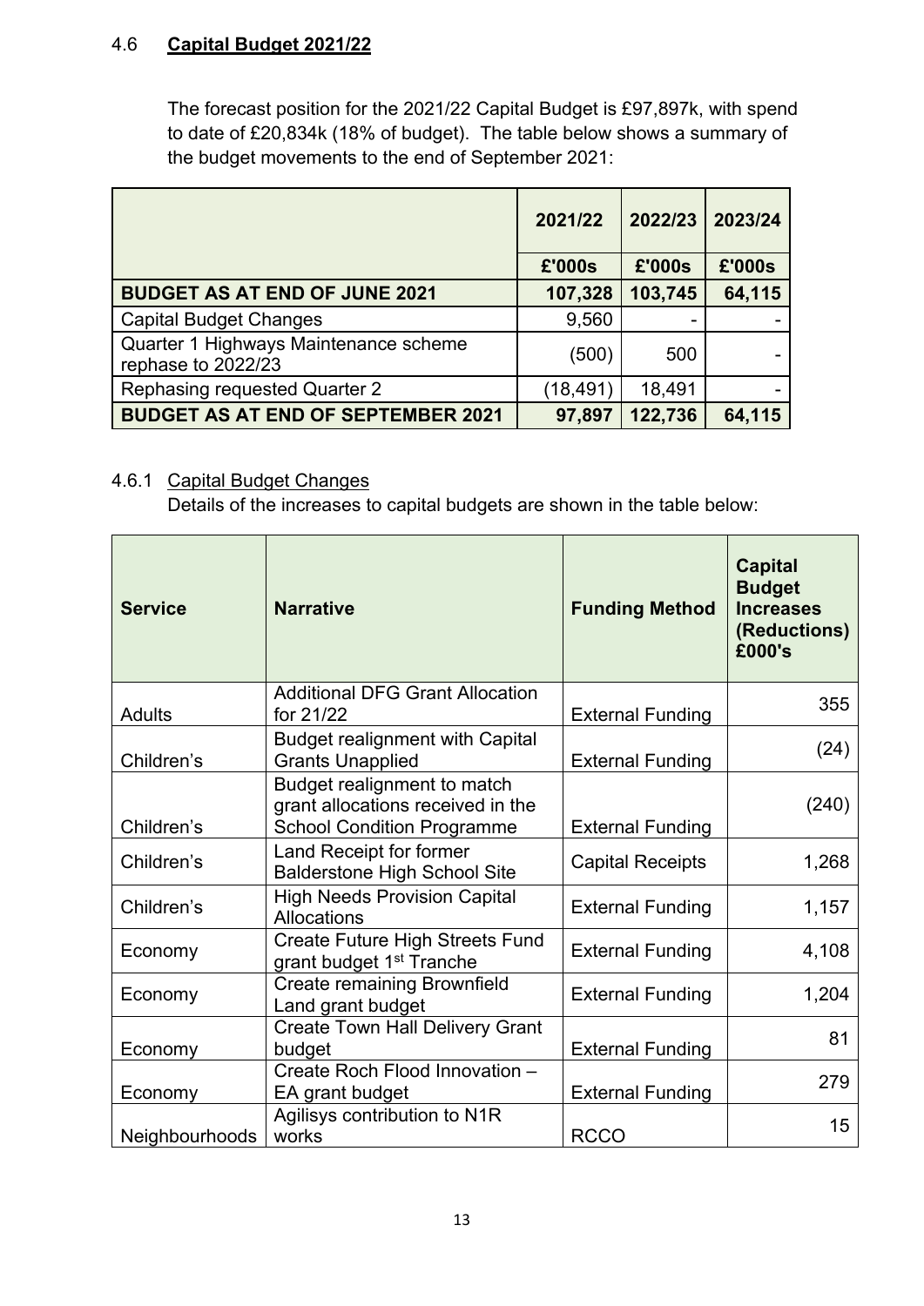## 4.6 **Capital Budget 2021/22**

The forecast position for the 2021/22 Capital Budget is £97,897k, with spend to date of £20,834k (18% of budget). The table below shows a summary of the budget movements to the end of September 2021:

| | 2021/22 | 2022/23 | 2023/24 |
|---|---|---|---|
| | £'000s | £'000s | £'000s |
| **BUDGET AS AT END OF JUNE 2021** | **107,328** | **103,745** | **64,115** |
| Capital Budget Changes | 9,560 | - | - |
| Quarter 1 Highways Maintenance scheme rephase to 2022/23 | (500) | 500 | - |
| Rephasing requested Quarter 2 | (18,491) | 18,491 | - |
| **BUDGET AS AT END OF SEPTEMBER 2021** | **97,897** | **122,736** | **64,115** |

### 4.6.1 Capital Budget Changes

Details of the increases to capital budgets are shown in the table below:

| Service | Narrative | Funding Method | Capital Budget Increases (Reductions) £000's |
|---|---|---|---|
| Adults | Additional DFG Grant Allocation for 21/22 | External Funding | 355 |
| Children's | Budget realignment with Capital Grants Unapplied | External Funding | (24) |
| Children's | Budget realignment to match grant allocations received in the School Condition Programme | External Funding | (240) |
| Children's | Land Receipt for former Balderstone High School Site | Capital Receipts | 1,268 |
| Children's | High Needs Provision Capital Allocations | External Funding | 1,157 |
| Economy | Create Future High Streets Fund grant budget 1st Tranche | External Funding | 4,108 |
| Economy | Create remaining Brownfield Land grant budget | External Funding | 1,204 |
| Economy | Create Town Hall Delivery Grant budget | External Funding | 81 |
| Economy | Create Roch Flood Innovation – EA grant budget | External Funding | 279 |
| Neighbourhoods | Agilisys contribution to N1R works | RCCO | 15 |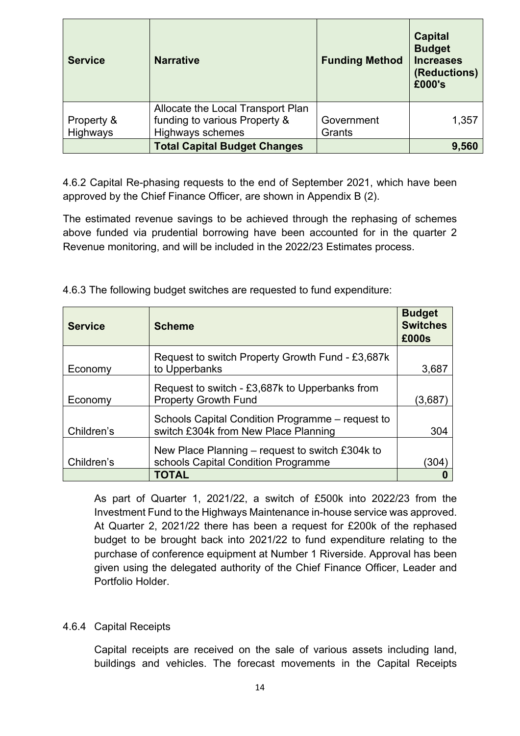| Service | Narrative | Funding Method | Capital Budget Increases (Reductions) £000's |
|---|---|---|---|
| Property & Highways | Allocate the Local Transport Plan funding to various Property & Highways schemes | Government Grants | 1,357 |
| | **Total Capital Budget Changes** | | **9,560** |

4.6.2 Capital Re-phasing requests to the end of September 2021, which have been approved by the Chief Finance Officer, are shown in Appendix B (2).

The estimated revenue savings to be achieved through the rephasing of schemes above funded via prudential borrowing have been accounted for in the quarter 2 Revenue monitoring, and will be included in the 2022/23 Estimates process.

4.6.3 The following budget switches are requested to fund expenditure:

| Service | Scheme | Budget Switches £000s |
|---|---|---|
| Economy | Request to switch Property Growth Fund - £3,687k to Upperbanks | 3,687 |
| Economy | Request to switch - £3,687k to Upperbanks from Property Growth Fund | (3,687) |
| Children's | Schools Capital Condition Programme – request to switch £304k from New Place Planning | 304 |
| Children's | New Place Planning – request to switch £304k to schools Capital Condition Programme | (304) |
| | **TOTAL** | **0** |

As part of Quarter 1, 2021/22, a switch of £500k into 2022/23 from the Investment Fund to the Highways Maintenance in-house service was approved. At Quarter 2, 2021/22 there has been a request for £200k of the rephased budget to be brought back into 2021/22 to fund expenditure relating to the purchase of conference equipment at Number 1 Riverside. Approval has been given using the delegated authority of the Chief Finance Officer, Leader and Portfolio Holder.

4.6.4 Capital Receipts

Capital receipts are received on the sale of various assets including land, buildings and vehicles. The forecast movements in the Capital Receipts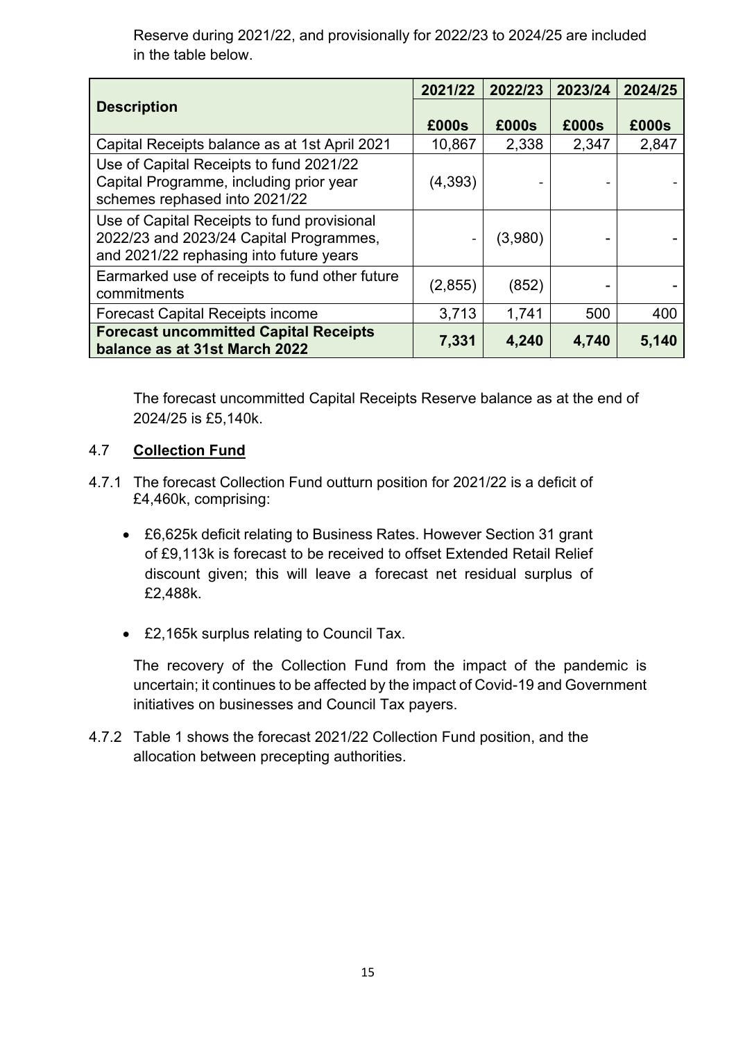Reserve during 2021/22, and provisionally for 2022/23 to 2024/25 are included in the table below.

| Description | 2021/22 | 2022/23 | 2023/24 | 2024/25 |
|---|---|---|---|---|
| | £000s | £000s | £000s | £000s |
| Capital Receipts balance as at 1st April 2021 | 10,867 | 2,338 | 2,347 | 2,847 |
| Use of Capital Receipts to fund 2021/22 Capital Programme, including prior year schemes rephased into 2021/22 | (4,393) | - | - | - |
| Use of Capital Receipts to fund provisional 2022/23 and 2023/24 Capital Programmes, and 2021/22 rephasing into future years | - | (3,980) | - | - |
| Earmarked use of receipts to fund other future commitments | (2,855) | (852) | - | - |
| Forecast Capital Receipts income | 3,713 | 1,741 | 500 | 400 |
| **Forecast uncommitted Capital Receipts balance as at 31st March 2022** | **7,331** | **4,240** | **4,740** | **5,140** |

The forecast uncommitted Capital Receipts Reserve balance as at the end of 2024/25 is £5,140k.

## 4.7 Collection Fund

4.7.1 The forecast Collection Fund outturn position for 2021/22 is a deficit of £4,460k, comprising:

- £6,625k deficit relating to Business Rates. However Section 31 grant of £9,113k is forecast to be received to offset Extended Retail Relief discount given; this will leave a forecast net residual surplus of £2,488k.
- £2,165k surplus relating to Council Tax.

The recovery of the Collection Fund from the impact of the pandemic is uncertain; it continues to be affected by the impact of Covid-19 and Government initiatives on businesses and Council Tax payers.

4.7.2 Table 1 shows the forecast 2021/22 Collection Fund position, and the allocation between precepting authorities.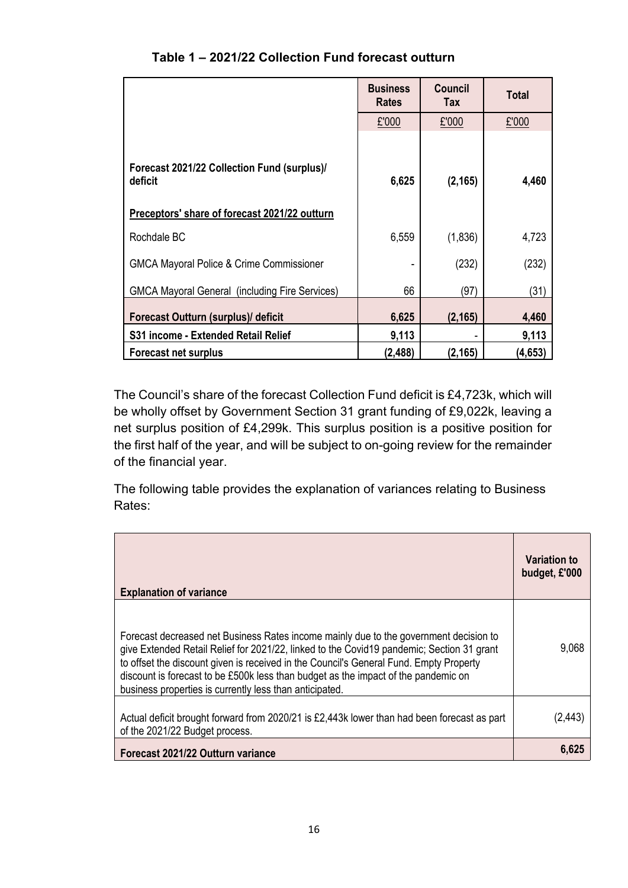**Table 1 – 2021/22 Collection Fund forecast outturn**

| | Business Rates | Council Tax | Total |
|---|---|---|---|
| | £'000 | £'000 | £'000 |
| **Forecast 2021/22 Collection Fund (surplus)/ deficit** | **6,625** | **(2,165)** | **4,460** |
| **Preceptors' share of forecast 2021/22 outturn** | | | |
| Rochdale BC | 6,559 | (1,836) | 4,723 |
| GMCA Mayoral Police & Crime Commissioner | - | (232) | (232) |
| GMCA Mayoral General (including Fire Services) | 66 | (97) | (31) |
| **Forecast Outturn (surplus)/ deficit** | **6,625** | **(2,165)** | **4,460** |
| **S31 income - Extended Retail Relief** | **9,113** | - | **9,113** |
| **Forecast net surplus** | **(2,488)** | **(2,165)** | **(4,653)** |

The Council's share of the forecast Collection Fund deficit is £4,723k, which will be wholly offset by Government Section 31 grant funding of £9,022k, leaving a net surplus position of £4,299k. This surplus position is a positive position for the first half of the year, and will be subject to on-going review for the remainder of the financial year.

The following table provides the explanation of variances relating to Business Rates:

| **Explanation of variance** | **Variation to budget, £'000** |
|---|---|
| Forecast decreased net Business Rates income mainly due to the government decision to give Extended Retail Relief for 2021/22, linked to the Covid19 pandemic; Section 31 grant to offset the discount given is received in the Council's General Fund. Empty Property discount is forecast to be £500k less than budget as the impact of the pandemic on business properties is currently less than anticipated. | 9,068 |
| Actual deficit brought forward from 2020/21 is £2,443k lower than had been forecast as part of the 2021/22 Budget process. | (2,443) |
| **Forecast 2021/22 Outturn variance** | **6,625** |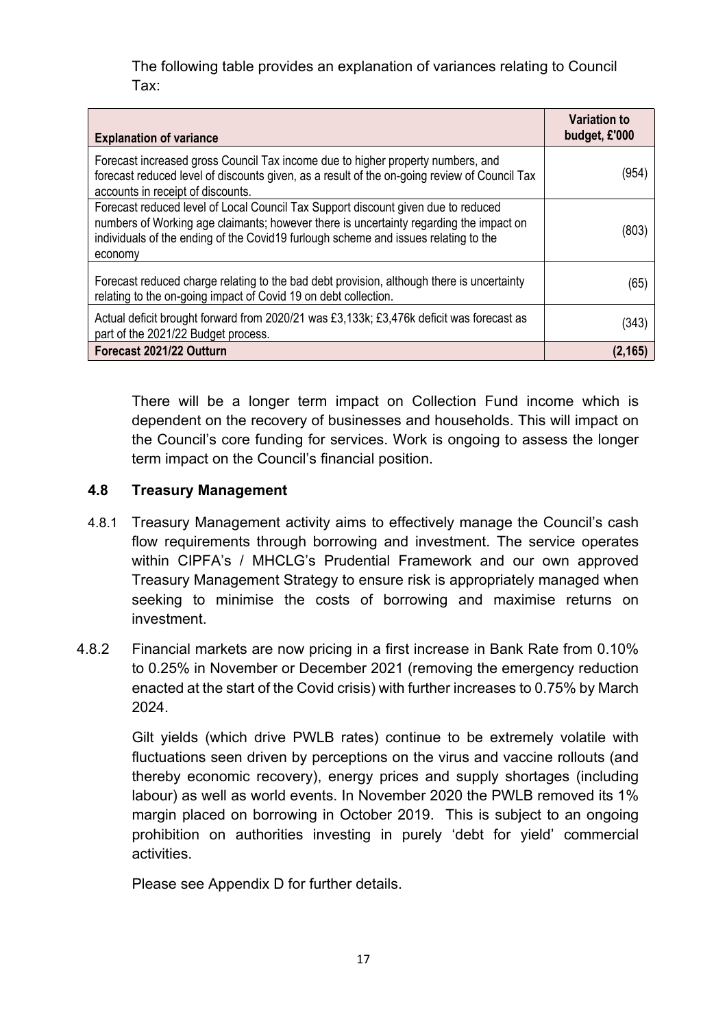The following table provides an explanation of variances relating to Council Tax:

| Explanation of variance | Variation to budget, £'000 |
|---|---|
| Forecast increased gross Council Tax income due to higher property numbers, and forecast reduced level of discounts given, as a result of the on-going review of Council Tax accounts in receipt of discounts. | (954) |
| Forecast reduced level of Local Council Tax Support discount given due to reduced numbers of Working age claimants; however there is uncertainty regarding the impact on individuals of the ending of the Covid19 furlough scheme and issues relating to the economy | (803) |
| Forecast reduced charge relating to the bad debt provision, although there is uncertainty relating to the on-going impact of Covid 19 on debt collection. | (65) |
| Actual deficit brought forward from 2020/21 was £3,133k; £3,476k deficit was forecast as part of the 2021/22 Budget process. | (343) |
| **Forecast 2021/22 Outturn** | **(2,165)** |

There will be a longer term impact on Collection Fund income which is dependent on the recovery of businesses and households. This will impact on the Council's core funding for services. Work is ongoing to assess the longer term impact on the Council's financial position.

### 4.8 Treasury Management

4.8.1 Treasury Management activity aims to effectively manage the Council's cash flow requirements through borrowing and investment. The service operates within CIPFA's / MHCLG's Prudential Framework and our own approved Treasury Management Strategy to ensure risk is appropriately managed when seeking to minimise the costs of borrowing and maximise returns on investment.

4.8.2 Financial markets are now pricing in a first increase in Bank Rate from 0.10% to 0.25% in November or December 2021 (removing the emergency reduction enacted at the start of the Covid crisis) with further increases to 0.75% by March 2024.

Gilt yields (which drive PWLB rates) continue to be extremely volatile with fluctuations seen driven by perceptions on the virus and vaccine rollouts (and thereby economic recovery), energy prices and supply shortages (including labour) as well as world events. In November 2020 the PWLB removed its 1% margin placed on borrowing in October 2019. This is subject to an ongoing prohibition on authorities investing in purely 'debt for yield' commercial activities.

Please see Appendix D for further details.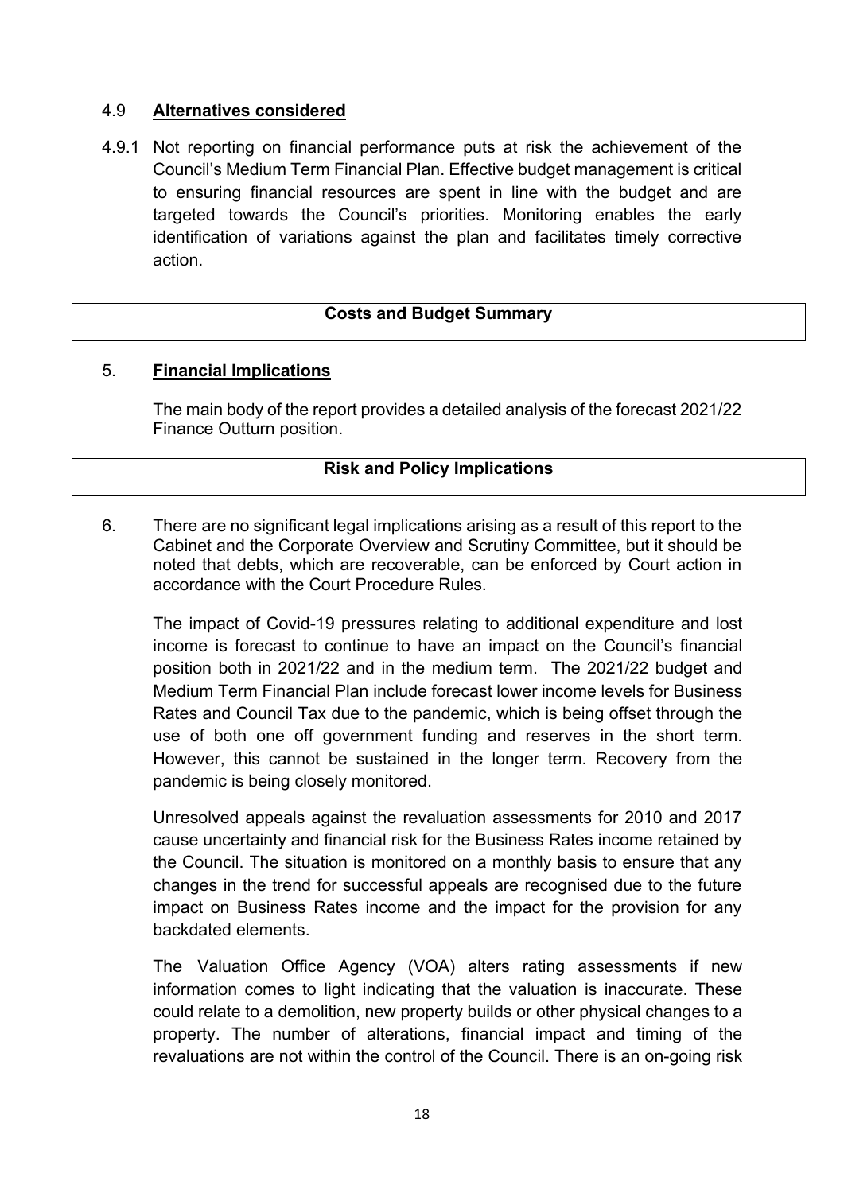### 4.9 **Alternatives considered**

4.9.1 Not reporting on financial performance puts at risk the achievement of the Council's Medium Term Financial Plan. Effective budget management is critical to ensuring financial resources are spent in line with the budget and are targeted towards the Council's priorities. Monitoring enables the early identification of variations against the plan and facilitates timely corrective action.

| **Costs and Budget Summary** |
|---|

## 5. **Financial Implications**

The main body of the report provides a detailed analysis of the forecast 2021/22 Finance Outturn position.

| **Risk and Policy Implications** |
|---|

6. There are no significant legal implications arising as a result of this report to the Cabinet and the Corporate Overview and Scrutiny Committee, but it should be noted that debts, which are recoverable, can be enforced by Court action in accordance with the Court Procedure Rules.

The impact of Covid-19 pressures relating to additional expenditure and lost income is forecast to continue to have an impact on the Council's financial position both in 2021/22 and in the medium term. The 2021/22 budget and Medium Term Financial Plan include forecast lower income levels for Business Rates and Council Tax due to the pandemic, which is being offset through the use of both one off government funding and reserves in the short term. However, this cannot be sustained in the longer term. Recovery from the pandemic is being closely monitored.

Unresolved appeals against the revaluation assessments for 2010 and 2017 cause uncertainty and financial risk for the Business Rates income retained by the Council. The situation is monitored on a monthly basis to ensure that any changes in the trend for successful appeals are recognised due to the future impact on Business Rates income and the impact for the provision for any backdated elements.

The Valuation Office Agency (VOA) alters rating assessments if new information comes to light indicating that the valuation is inaccurate. These could relate to a demolition, new property builds or other physical changes to a property. The number of alterations, financial impact and timing of the revaluations are not within the control of the Council. There is an on-going risk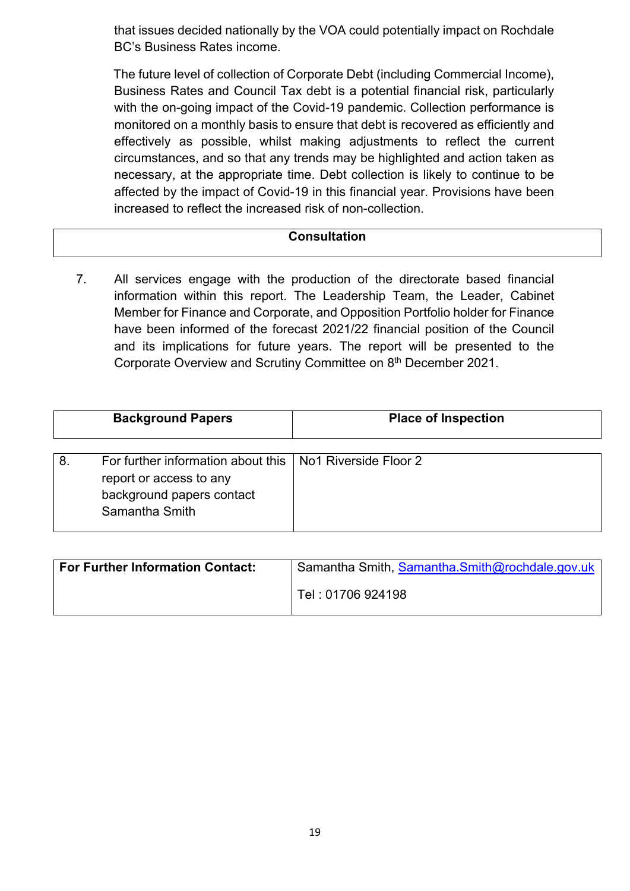that issues decided nationally by the VOA could potentially impact on Rochdale BC's Business Rates income.

The future level of collection of Corporate Debt (including Commercial Income), Business Rates and Council Tax debt is a potential financial risk, particularly with the on-going impact of the Covid-19 pandemic. Collection performance is monitored on a monthly basis to ensure that debt is recovered as efficiently and effectively as possible, whilst making adjustments to reflect the current circumstances, and so that any trends may be highlighted and action taken as necessary, at the appropriate time. Debt collection is likely to continue to be affected by the impact of Covid-19 in this financial year. Provisions have been increased to reflect the increased risk of non-collection.

## Consultation

7. All services engage with the production of the directorate based financial information within this report. The Leadership Team, the Leader, Cabinet Member for Finance and Corporate, and Opposition Portfolio holder for Finance have been informed of the forecast 2021/22 financial position of the Council and its implications for future years. The report will be presented to the Corporate Overview and Scrutiny Committee on 8th December 2021.

| Background Papers | Place of Inspection |
|---|---|
| 8. For further information about this report or access to any background papers contact Samantha Smith | No1 Riverside Floor 2 |

| For Further Information Contact: | Samantha Smith, Samantha.Smith@rochdale.gov.uk<br>Tel : 01706 924198 |
|---|---|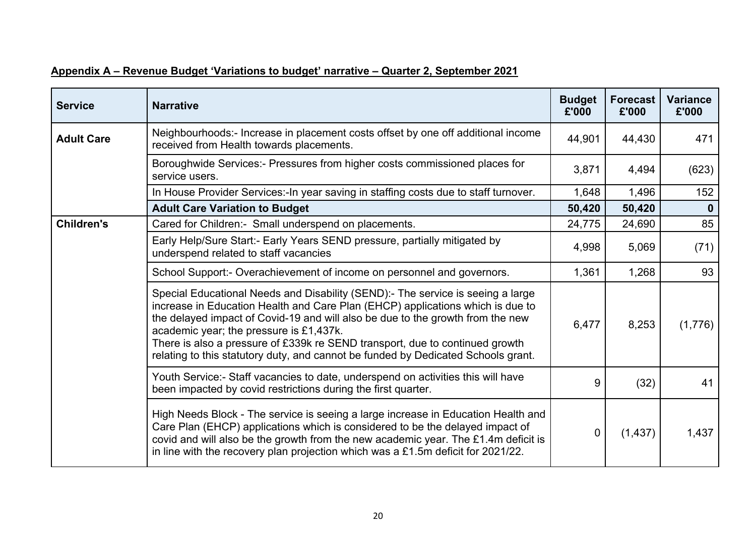**Appendix A – Revenue Budget 'Variations to budget' narrative – Quarter 2, September 2021**

| Service | Narrative | Budget £'000 | Forecast £'000 | Variance £'000 |
|---|---|---|---|---|
| **Adult Care** | Neighbourhoods:- Increase in placement costs offset by one off additional income received from Health towards placements. | 44,901 | 44,430 | 471 |
| | Boroughwide Services:- Pressures from higher costs commissioned places for service users. | 3,871 | 4,494 | (623) |
| | In House Provider Services:-In year saving in staffing costs due to staff turnover. | 1,648 | 1,496 | 152 |
| | **Adult Care Variation to Budget** | **50,420** | **50,420** | **0** |
| **Children's** | Cared for Children:- Small underspend on placements. | 24,775 | 24,690 | 85 |
| | Early Help/Sure Start:- Early Years SEND pressure, partially mitigated by underspend related to staff vacancies | 4,998 | 5,069 | (71) |
| | School Support:- Overachievement of income on personnel and governors. | 1,361 | 1,268 | 93 |
| | Special Educational Needs and Disability (SEND):- The service is seeing a large increase in Education Health and Care Plan (EHCP) applications which is due to the delayed impact of Covid-19 and will also be due to the growth from the new academic year; the pressure is £1,437k. There is also a pressure of £339k re SEND transport, due to continued growth relating to this statutory duty, and cannot be funded by Dedicated Schools grant. | 6,477 | 8,253 | (1,776) |
| | Youth Service:- Staff vacancies to date, underspend on activities this will have been impacted by covid restrictions during the first quarter. | 9 | (32) | 41 |
| | High Needs Block - The service is seeing a large increase in Education Health and Care Plan (EHCP) applications which is considered to be the delayed impact of covid and will also be the growth from the new academic year. The £1.4m deficit is in line with the recovery plan projection which was a £1.5m deficit for 2021/22. | 0 | (1,437) | 1,437 |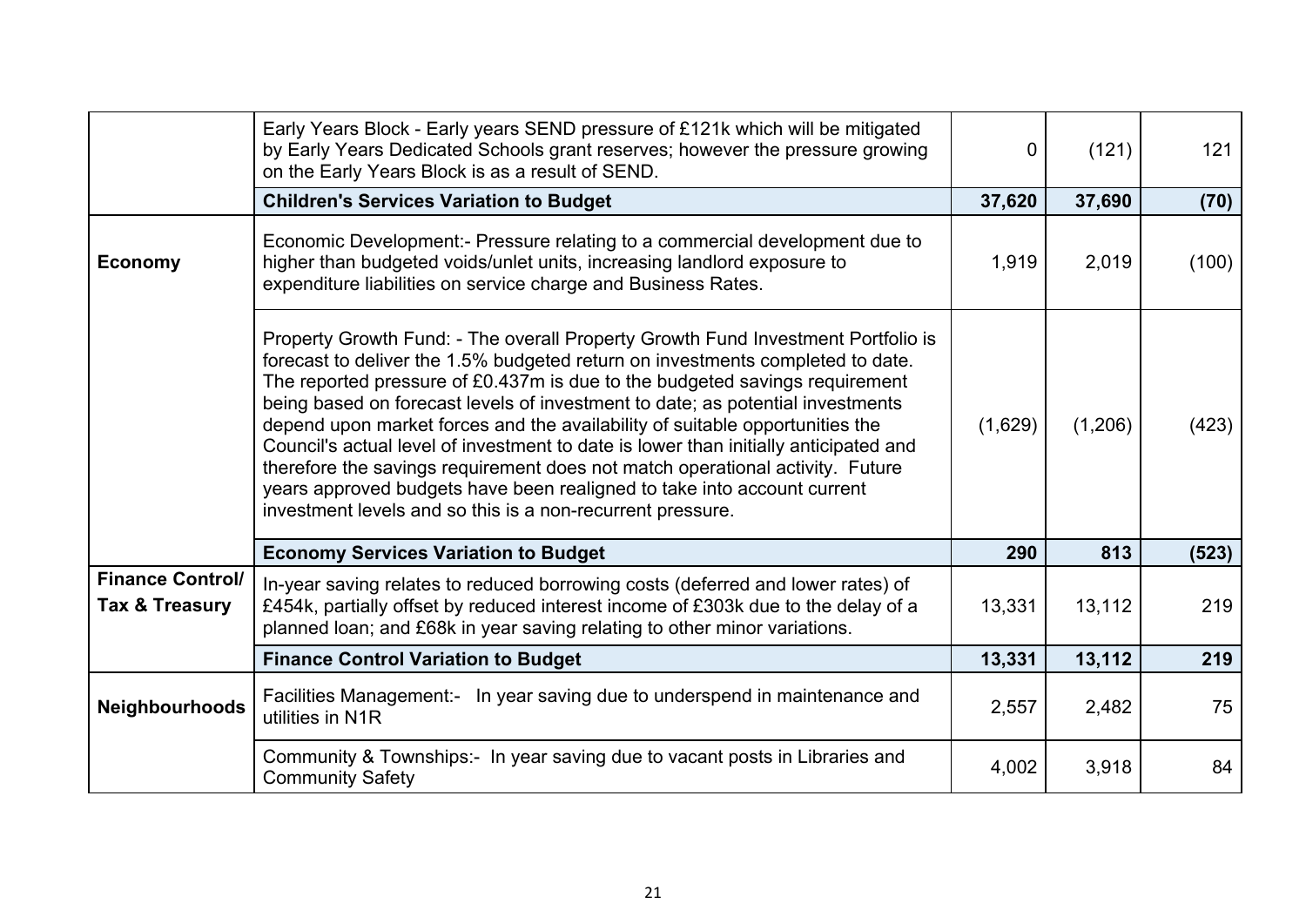| | | | | |
|---|---|---|---|---|
| | Early Years Block - Early years SEND pressure of £121k which will be mitigated by Early Years Dedicated Schools grant reserves; however the pressure growing on the Early Years Block is as a result of SEND. | 0 | (121) | 121 |
| | **Children's Services Variation to Budget** | **37,620** | **37,690** | **(70)** |
| **Economy** | Economic Development:- Pressure relating to a commercial development due to higher than budgeted voids/unlet units, increasing landlord exposure to expenditure liabilities on service charge and Business Rates. | 1,919 | 2,019 | (100) |
| | Property Growth Fund: - The overall Property Growth Fund Investment Portfolio is forecast to deliver the 1.5% budgeted return on investments completed to date. The reported pressure of £0.437m is due to the budgeted savings requirement being based on forecast levels of investment to date; as potential investments depend upon market forces and the availability of suitable opportunities the Council's actual level of investment to date is lower than initially anticipated and therefore the savings requirement does not match operational activity. Future years approved budgets have been realigned to take into account current investment levels and so this is a non-recurrent pressure. | (1,629) | (1,206) | (423) |
| | **Economy Services Variation to Budget** | **290** | **813** | **(523)** |
| **Finance Control/ Tax & Treasury** | In-year saving relates to reduced borrowing costs (deferred and lower rates) of £454k, partially offset by reduced interest income of £303k due to the delay of a planned loan; and £68k in year saving relating to other minor variations. | 13,331 | 13,112 | 219 |
| | **Finance Control Variation to Budget** | **13,331** | **13,112** | **219** |
| **Neighbourhoods** | Facilities Management:- In year saving due to underspend in maintenance and utilities in N1R | 2,557 | 2,482 | 75 |
| | Community & Townships:- In year saving due to vacant posts in Libraries and Community Safety | 4,002 | 3,918 | 84 |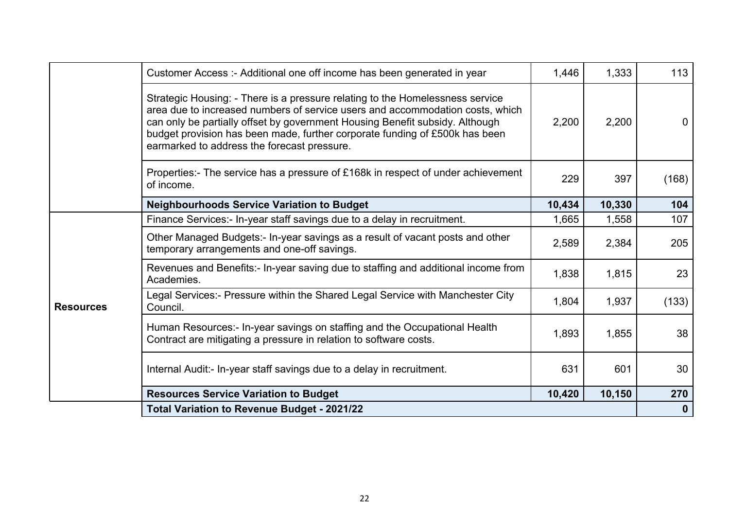| | | | | |
|---|---|---|---|---|
| | Customer Access :- Additional one off income has been generated in year | 1,446 | 1,333 | 113 |
| | Strategic Housing: - There is a pressure relating to the Homelessness service area due to increased numbers of service users and accommodation costs, which can only be partially offset by government Housing Benefit subsidy. Although budget provision has been made, further corporate funding of £500k has been earmarked to address the forecast pressure. | 2,200 | 2,200 | 0 |
| | Properties:- The service has a pressure of £168k in respect of under achievement of income. | 229 | 397 | (168) |
| | **Neighbourhoods Service Variation to Budget** | **10,434** | **10,330** | **104** |
| **Resources** | Finance Services:- In-year staff savings due to a delay in recruitment. | 1,665 | 1,558 | 107 |
| | Other Managed Budgets:- In-year savings as a result of vacant posts and other temporary arrangements and one-off savings. | 2,589 | 2,384 | 205 |
| | Revenues and Benefits:- In-year saving due to staffing and additional income from Academies. | 1,838 | 1,815 | 23 |
| | Legal Services:- Pressure within the Shared Legal Service with Manchester City Council. | 1,804 | 1,937 | (133) |
| | Human Resources:- In-year savings on staffing and the Occupational Health Contract are mitigating a pressure in relation to software costs. | 1,893 | 1,855 | 38 |
| | Internal Audit:- In-year staff savings due to a delay in recruitment. | 631 | 601 | 30 |
| | **Resources Service Variation to Budget** | **10,420** | **10,150** | **270** |
| | **Total Variation to Revenue Budget - 2021/22** | | | **0** |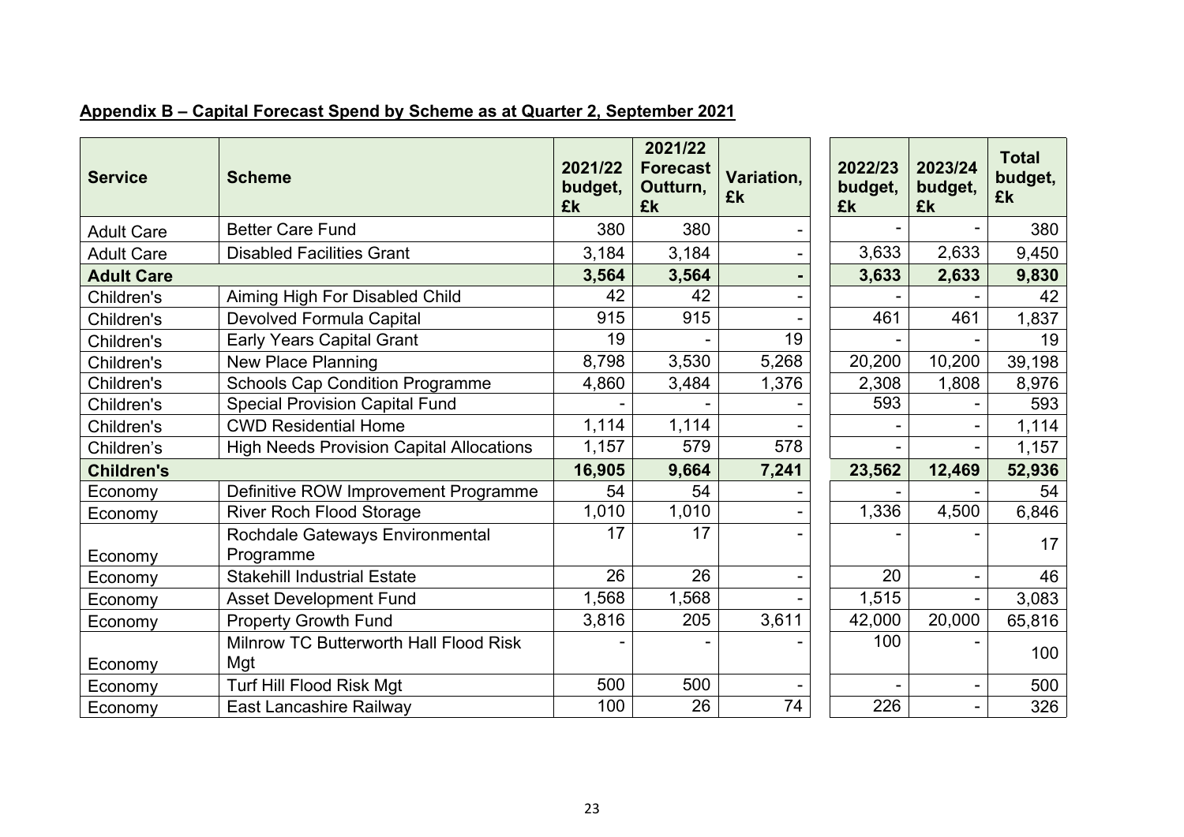**Appendix B – Capital Forecast Spend by Scheme as at Quarter 2, September 2021**

| Service | Scheme | 2021/22 budget, £k | 2021/22 Forecast Outturn, £k | Variation, £k | 2022/23 budget, £k | 2023/24 budget, £k | Total budget, £k |
|---|---|---|---|---|---|---|---|
| Adult Care | Better Care Fund | 380 | 380 | - | - | - | 380 |
| Adult Care | Disabled Facilities Grant | 3,184 | 3,184 | - | 3,633 | 2,633 | 9,450 |
| **Adult Care** | | **3,564** | **3,564** | **-** | **3,633** | **2,633** | **9,830** |
| Children's | Aiming High For Disabled Child | 42 | 42 | - | - | - | 42 |
| Children's | Devolved Formula Capital | 915 | 915 | - | 461 | 461 | 1,837 |
| Children's | Early Years Capital Grant | 19 | - | 19 | - | - | 19 |
| Children's | New Place Planning | 8,798 | 3,530 | 5,268 | 20,200 | 10,200 | 39,198 |
| Children's | Schools Cap Condition Programme | 4,860 | 3,484 | 1,376 | 2,308 | 1,808 | 8,976 |
| Children's | Special Provision Capital Fund | - | - | - | 593 | - | 593 |
| Children's | CWD Residential Home | 1,114 | 1,114 | - | - | - | 1,114 |
| Children's | High Needs Provision Capital Allocations | 1,157 | 579 | 578 | - | - | 1,157 |
| **Children's** | | **16,905** | **9,664** | **7,241** | **23,562** | **12,469** | **52,936** |
| Economy | Definitive ROW Improvement Programme | 54 | 54 | - | - | - | 54 |
| Economy | River Roch Flood Storage | 1,010 | 1,010 | - | 1,336 | 4,500 | 6,846 |
| Economy | Rochdale Gateways Environmental Programme | 17 | 17 | - | - | - | 17 |
| Economy | Stakehill Industrial Estate | 26 | 26 | - | 20 | - | 46 |
| Economy | Asset Development Fund | 1,568 | 1,568 | - | 1,515 | - | 3,083 |
| Economy | Property Growth Fund | 3,816 | 205 | 3,611 | 42,000 | 20,000 | 65,816 |
| Economy | Milnrow TC Butterworth Hall Flood Risk Mgt | - | - | - | 100 | - | 100 |
| Economy | Turf Hill Flood Risk Mgt | 500 | 500 | - | - | - | 500 |
| Economy | East Lancashire Railway | 100 | 26 | 74 | 226 | - | 326 |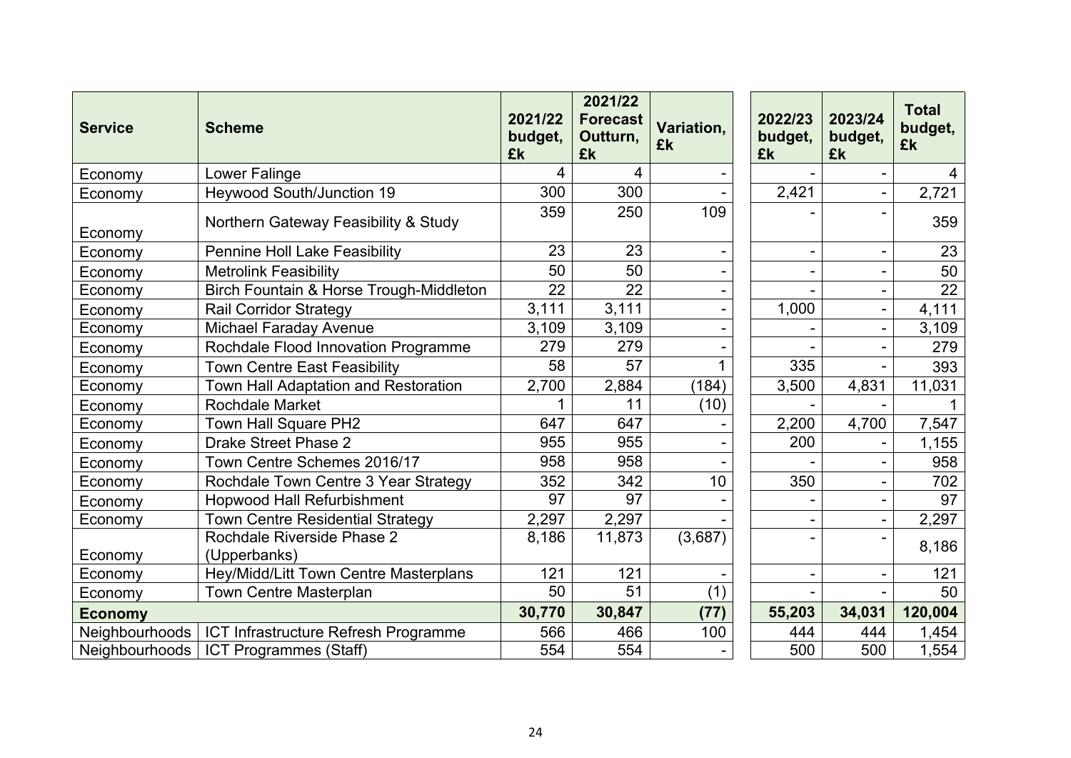| Service | Scheme | 2021/22 budget, £k | 2021/22 Forecast Outturn, £k | Variation, £k | 2022/23 budget, £k | 2023/24 budget, £k | Total budget, £k |
|---|---|---|---|---|---|---|---|
| Economy | Lower Falinge | 4 | 4 | - | - | - | 4 |
| Economy | Heywood South/Junction 19 | 300 | 300 | - | 2,421 | - | 2,721 |
| Economy | Northern Gateway Feasibility & Study | 359 | 250 | 109 | - | - | 359 |
| Economy | Pennine Holl Lake Feasibility | 23 | 23 | - | - | - | 23 |
| Economy | Metrolink Feasibility | 50 | 50 | - | - | - | 50 |
| Economy | Birch Fountain & Horse Trough-Middleton | 22 | 22 | - | - | - | 22 |
| Economy | Rail Corridor Strategy | 3,111 | 3,111 | - | 1,000 | - | 4,111 |
| Economy | Michael Faraday Avenue | 3,109 | 3,109 | - | - | - | 3,109 |
| Economy | Rochdale Flood Innovation Programme | 279 | 279 | - | - | - | 279 |
| Economy | Town Centre East Feasibility | 58 | 57 | 1 | 335 | - | 393 |
| Economy | Town Hall Adaptation and Restoration | 2,700 | 2,884 | (184) | 3,500 | 4,831 | 11,031 |
| Economy | Rochdale Market | 1 | 11 | (10) | - | - | 1 |
| Economy | Town Hall Square PH2 | 647 | 647 | - | 2,200 | 4,700 | 7,547 |
| Economy | Drake Street Phase 2 | 955 | 955 | - | 200 | - | 1,155 |
| Economy | Town Centre Schemes 2016/17 | 958 | 958 | - | - | - | 958 |
| Economy | Rochdale Town Centre 3 Year Strategy | 352 | 342 | 10 | 350 | - | 702 |
| Economy | Hopwood Hall Refurbishment | 97 | 97 | - | - | - | 97 |
| Economy | Town Centre Residential Strategy | 2,297 | 2,297 | - | - | - | 2,297 |
| Economy | Rochdale Riverside Phase 2 (Upperbanks) | 8,186 | 11,873 | (3,687) | - | - | 8,186 |
| Economy | Hey/Midd/Litt Town Centre Masterplans | 121 | 121 | - | - | - | 121 |
| Economy | Town Centre Masterplan | 50 | 51 | (1) | - | - | 50 |
| **Economy** | | **30,770** | **30,847** | **(77)** | **55,203** | **34,031** | **120,004** |
| Neighbourhoods | ICT Infrastructure Refresh Programme | 566 | 466 | 100 | 444 | 444 | 1,454 |
| Neighbourhoods | ICT Programmes (Staff) | 554 | 554 | - | 500 | 500 | 1,554 |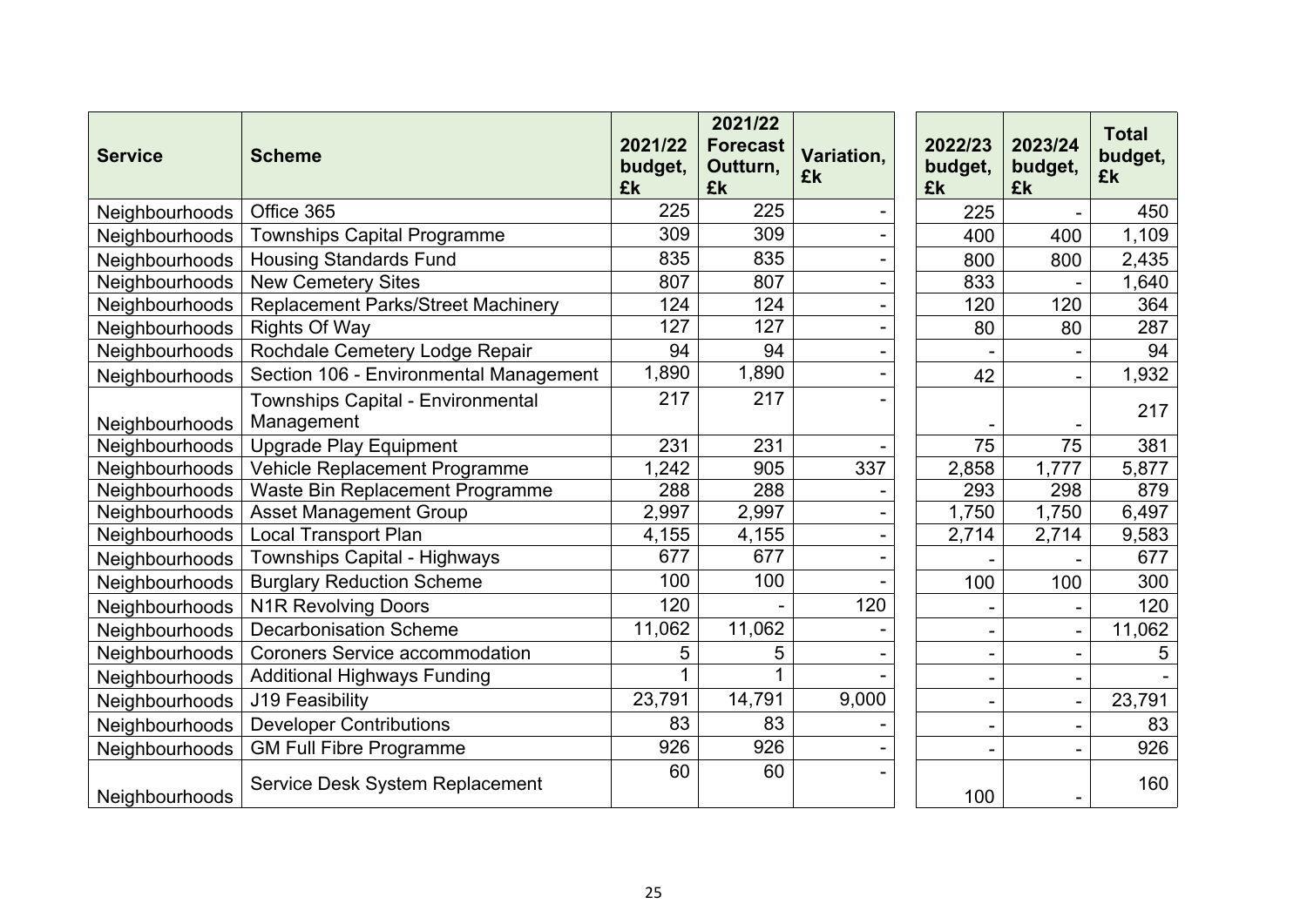| Service | Scheme | 2021/22 budget, £k | 2021/22 Forecast Outturn, £k | Variation, £k | 2022/23 budget, £k | 2023/24 budget, £k | Total budget, £k |
|---|---|---|---|---|---|---|---|
| Neighbourhoods | Office 365 | 225 | 225 | - | 225 | - | 450 |
| Neighbourhoods | Townships Capital Programme | 309 | 309 | - | 400 | 400 | 1,109 |
| Neighbourhoods | Housing Standards Fund | 835 | 835 | - | 800 | 800 | 2,435 |
| Neighbourhoods | New Cemetery Sites | 807 | 807 | - | 833 | - | 1,640 |
| Neighbourhoods | Replacement Parks/Street Machinery | 124 | 124 | - | 120 | 120 | 364 |
| Neighbourhoods | Rights Of Way | 127 | 127 | - | 80 | 80 | 287 |
| Neighbourhoods | Rochdale Cemetery Lodge Repair | 94 | 94 | - | - | - | 94 |
| Neighbourhoods | Section 106 - Environmental Management | 1,890 | 1,890 | - | 42 | - | 1,932 |
| Neighbourhoods | Townships Capital - Environmental Management | 217 | 217 | - | - | - | 217 |
| Neighbourhoods | Upgrade Play Equipment | 231 | 231 | - | 75 | 75 | 381 |
| Neighbourhoods | Vehicle Replacement Programme | 1,242 | 905 | 337 | 2,858 | 1,777 | 5,877 |
| Neighbourhoods | Waste Bin Replacement Programme | 288 | 288 | - | 293 | 298 | 879 |
| Neighbourhoods | Asset Management Group | 2,997 | 2,997 | - | 1,750 | 1,750 | 6,497 |
| Neighbourhoods | Local Transport Plan | 4,155 | 4,155 | - | 2,714 | 2,714 | 9,583 |
| Neighbourhoods | Townships Capital - Highways | 677 | 677 | - | - | - | 677 |
| Neighbourhoods | Burglary Reduction Scheme | 100 | 100 | - | 100 | 100 | 300 |
| Neighbourhoods | N1R Revolving Doors | 120 | - | 120 | - | - | 120 |
| Neighbourhoods | Decarbonisation Scheme | 11,062 | 11,062 | - | - | - | 11,062 |
| Neighbourhoods | Coroners Service accommodation | 5 | 5 | - | - | - | 5 |
| Neighbourhoods | Additional Highways Funding | 1 | 1 | - | - | - | - |
| Neighbourhoods | J19 Feasibility | 23,791 | 14,791 | 9,000 | - | - | 23,791 |
| Neighbourhoods | Developer Contributions | 83 | 83 | - | - | - | 83 |
| Neighbourhoods | GM Full Fibre Programme | 926 | 926 | - | - | - | 926 |
| Neighbourhoods | Service Desk System Replacement | 60 | 60 | - | 100 | - | 160 |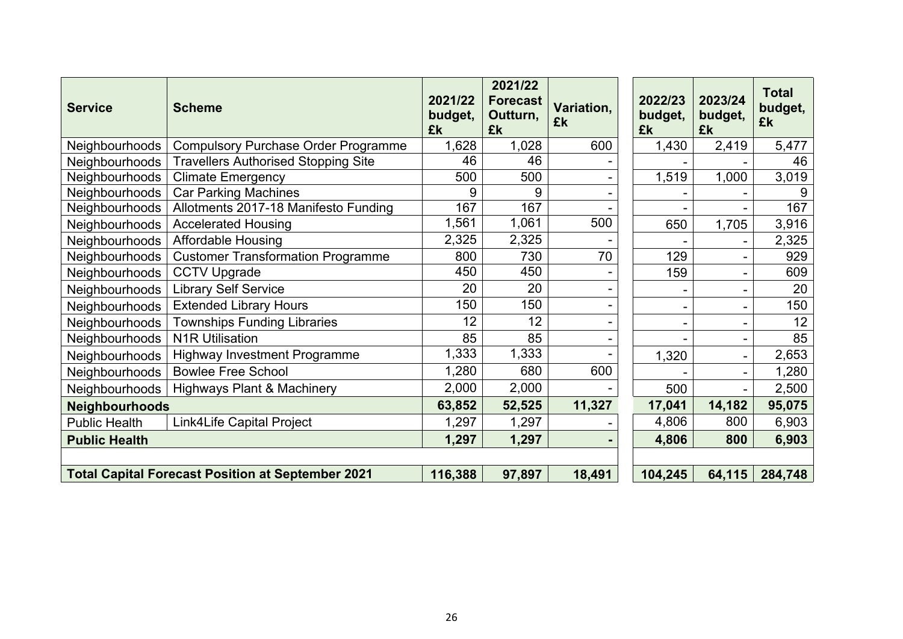| Service | Scheme | 2021/22 budget, £k | 2021/22 Forecast Outturn, £k | Variation, £k | 2022/23 budget, £k | 2023/24 budget, £k | Total budget, £k |
|---|---|---|---|---|---|---|---|
| Neighbourhoods | Compulsory Purchase Order Programme | 1,628 | 1,028 | 600 | 1,430 | 2,419 | 5,477 |
| Neighbourhoods | Travellers Authorised Stopping Site | 46 | 46 | - | - | - | 46 |
| Neighbourhoods | Climate Emergency | 500 | 500 | - | 1,519 | 1,000 | 3,019 |
| Neighbourhoods | Car Parking Machines | 9 | 9 | - | - | - | 9 |
| Neighbourhoods | Allotments 2017-18 Manifesto Funding | 167 | 167 | - | - | - | 167 |
| Neighbourhoods | Accelerated Housing | 1,561 | 1,061 | 500 | 650 | 1,705 | 3,916 |
| Neighbourhoods | Affordable Housing | 2,325 | 2,325 | - | - | - | 2,325 |
| Neighbourhoods | Customer Transformation Programme | 800 | 730 | 70 | 129 | - | 929 |
| Neighbourhoods | CCTV Upgrade | 450 | 450 | - | 159 | - | 609 |
| Neighbourhoods | Library Self Service | 20 | 20 | - | - | - | 20 |
| Neighbourhoods | Extended Library Hours | 150 | 150 | - | - | - | 150 |
| Neighbourhoods | Townships Funding Libraries | 12 | 12 | - | - | - | 12 |
| Neighbourhoods | N1R Utilisation | 85 | 85 | - | - | - | 85 |
| Neighbourhoods | Highway Investment Programme | 1,333 | 1,333 | - | 1,320 | - | 2,653 |
| Neighbourhoods | Bowlee Free School | 1,280 | 680 | 600 | - | - | 1,280 |
| Neighbourhoods | Highways Plant & Machinery | 2,000 | 2,000 | - | 500 | - | 2,500 |
| **Neighbourhoods** | | **63,852** | **52,525** | **11,327** | **17,041** | **14,182** | **95,075** |
| Public Health | Link4Life Capital Project | 1,297 | 1,297 | - | 4,806 | 800 | 6,903 |
| **Public Health** | | **1,297** | **1,297** | **-** | **4,806** | **800** | **6,903** |
| | | | | | | | |
| **Total Capital Forecast Position at September 2021** | | **116,388** | **97,897** | **18,491** | **104,245** | **64,115** | **284,748** |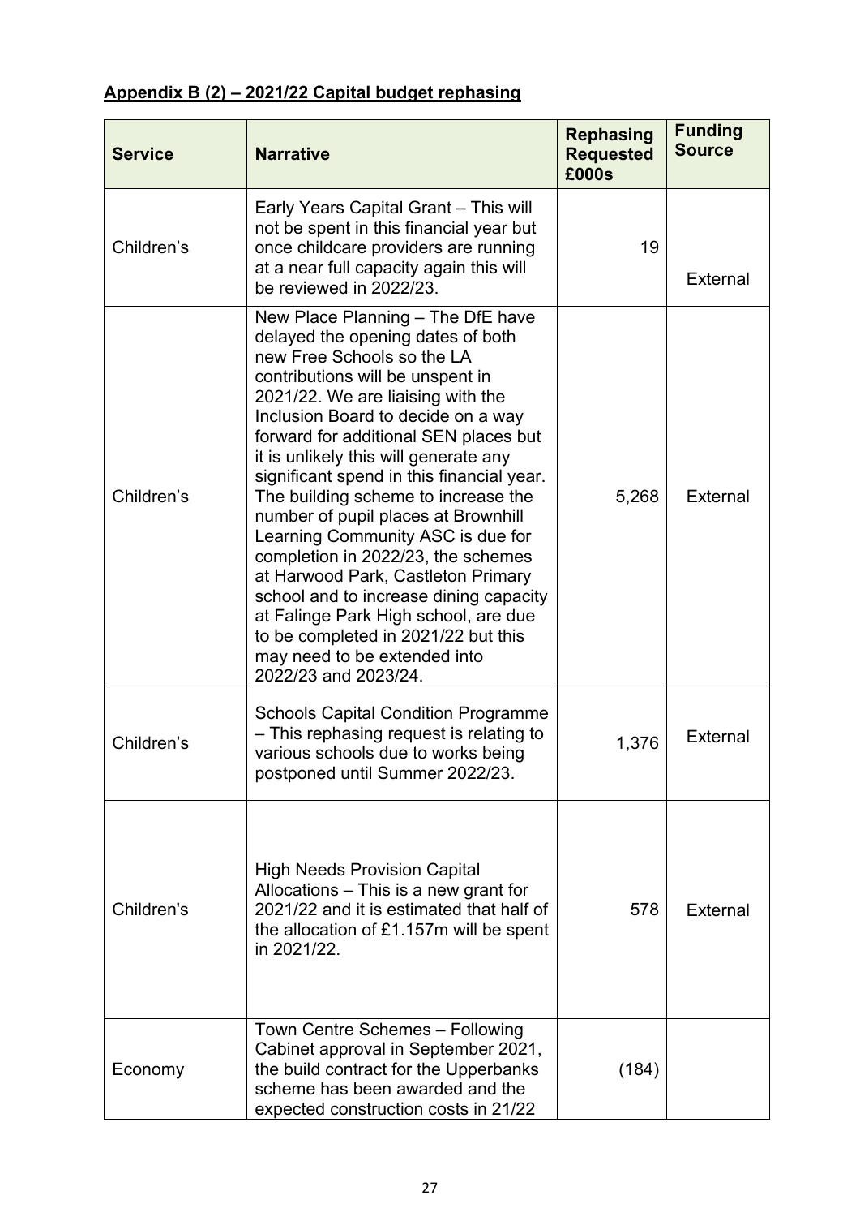**Appendix B (2) – 2021/22 Capital budget rephasing**

| Service | Narrative | Rephasing Requested £000s | Funding Source |
|---|---|---|---|
| Children's | Early Years Capital Grant – This will not be spent in this financial year but once childcare providers are running at a near full capacity again this will be reviewed in 2022/23. | 19 | External |
| Children's | New Place Planning – The DfE have delayed the opening dates of both new Free Schools so the LA contributions will be unspent in 2021/22. We are liaising with the Inclusion Board to decide on a way forward for additional SEN places but it is unlikely this will generate any significant spend in this financial year. The building scheme to increase the number of pupil places at Brownhill Learning Community ASC is due for completion in 2022/23, the schemes at Harwood Park, Castleton Primary school and to increase dining capacity at Falinge Park High school, are due to be completed in 2021/22 but this may need to be extended into 2022/23 and 2023/24. | 5,268 | External |
| Children's | Schools Capital Condition Programme – This rephasing request is relating to various schools due to works being postponed until Summer 2022/23. | 1,376 | External |
| Children's | High Needs Provision Capital Allocations – This is a new grant for 2021/22 and it is estimated that half of the allocation of £1.157m will be spent in 2021/22. | 578 | External |
| Economy | Town Centre Schemes – Following Cabinet approval in September 2021, the build contract for the Upperbanks scheme has been awarded and the expected construction costs in 21/22 | (184) | |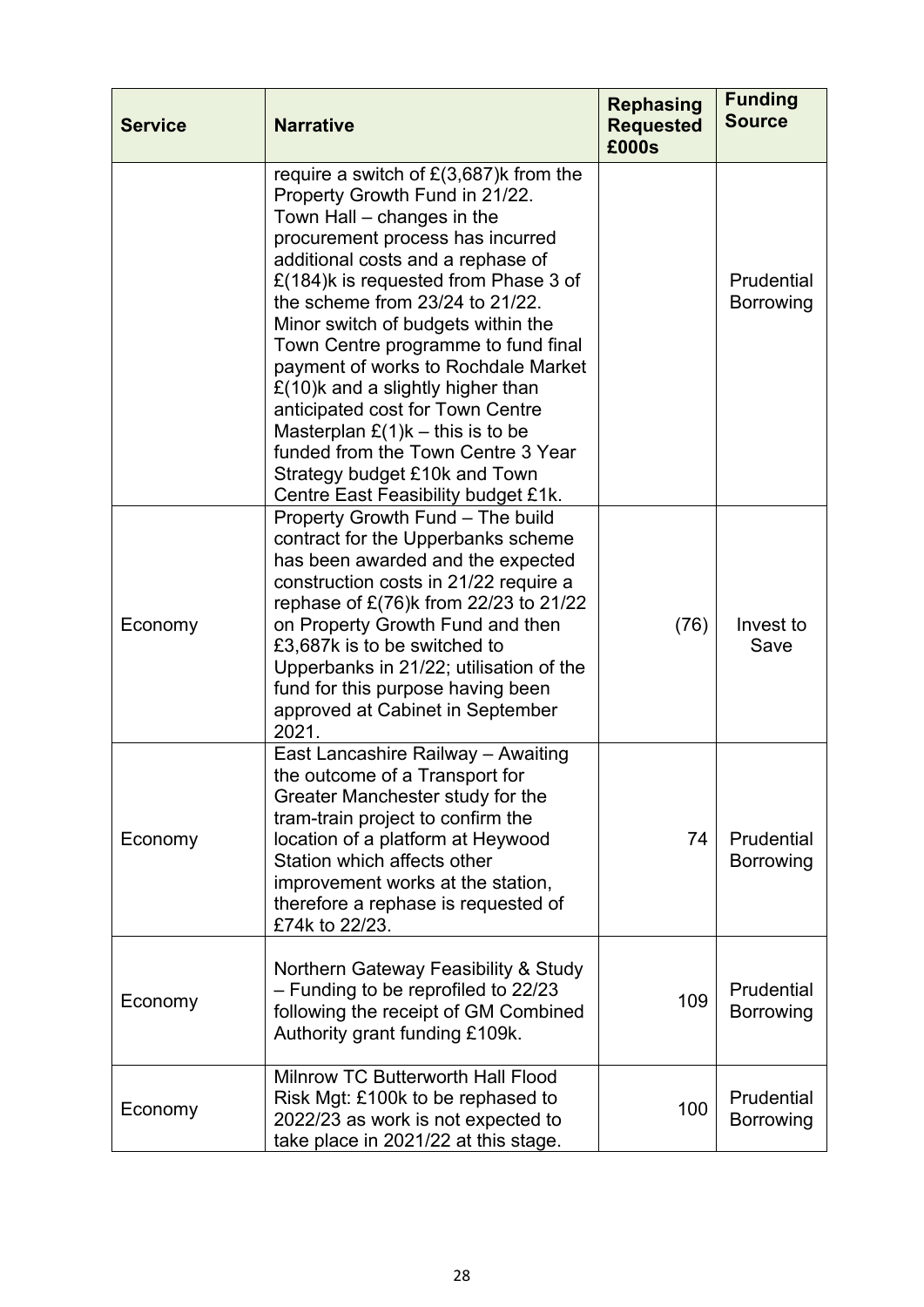| Service | Narrative | Rephasing Requested £000s | Funding Source |
|---|---|---|---|
| | require a switch of £(3,687)k from the Property Growth Fund in 21/22. Town Hall – changes in the procurement process has incurred additional costs and a rephase of £(184)k is requested from Phase 3 of the scheme from 23/24 to 21/22. Minor switch of budgets within the Town Centre programme to fund final payment of works to Rochdale Market £(10)k and a slightly higher than anticipated cost for Town Centre Masterplan £(1)k – this is to be funded from the Town Centre 3 Year Strategy budget £10k and Town Centre East Feasibility budget £1k. | | Prudential Borrowing |
| Economy | Property Growth Fund – The build contract for the Upperbanks scheme has been awarded and the expected construction costs in 21/22 require a rephase of £(76)k from 22/23 to 21/22 on Property Growth Fund and then £3,687k is to be switched to Upperbanks in 21/22; utilisation of the fund for this purpose having been approved at Cabinet in September 2021. | (76) | Invest to Save |
| Economy | East Lancashire Railway – Awaiting the outcome of a Transport for Greater Manchester study for the tram-train project to confirm the location of a platform at Heywood Station which affects other improvement works at the station, therefore a rephase is requested of £74k to 22/23. | 74 | Prudential Borrowing |
| Economy | Northern Gateway Feasibility & Study – Funding to be reprofiled to 22/23 following the receipt of GM Combined Authority grant funding £109k. | 109 | Prudential Borrowing |
| Economy | Milnrow TC Butterworth Hall Flood Risk Mgt: £100k to be rephased to 2022/23 as work is not expected to take place in 2021/22 at this stage. | 100 | Prudential Borrowing |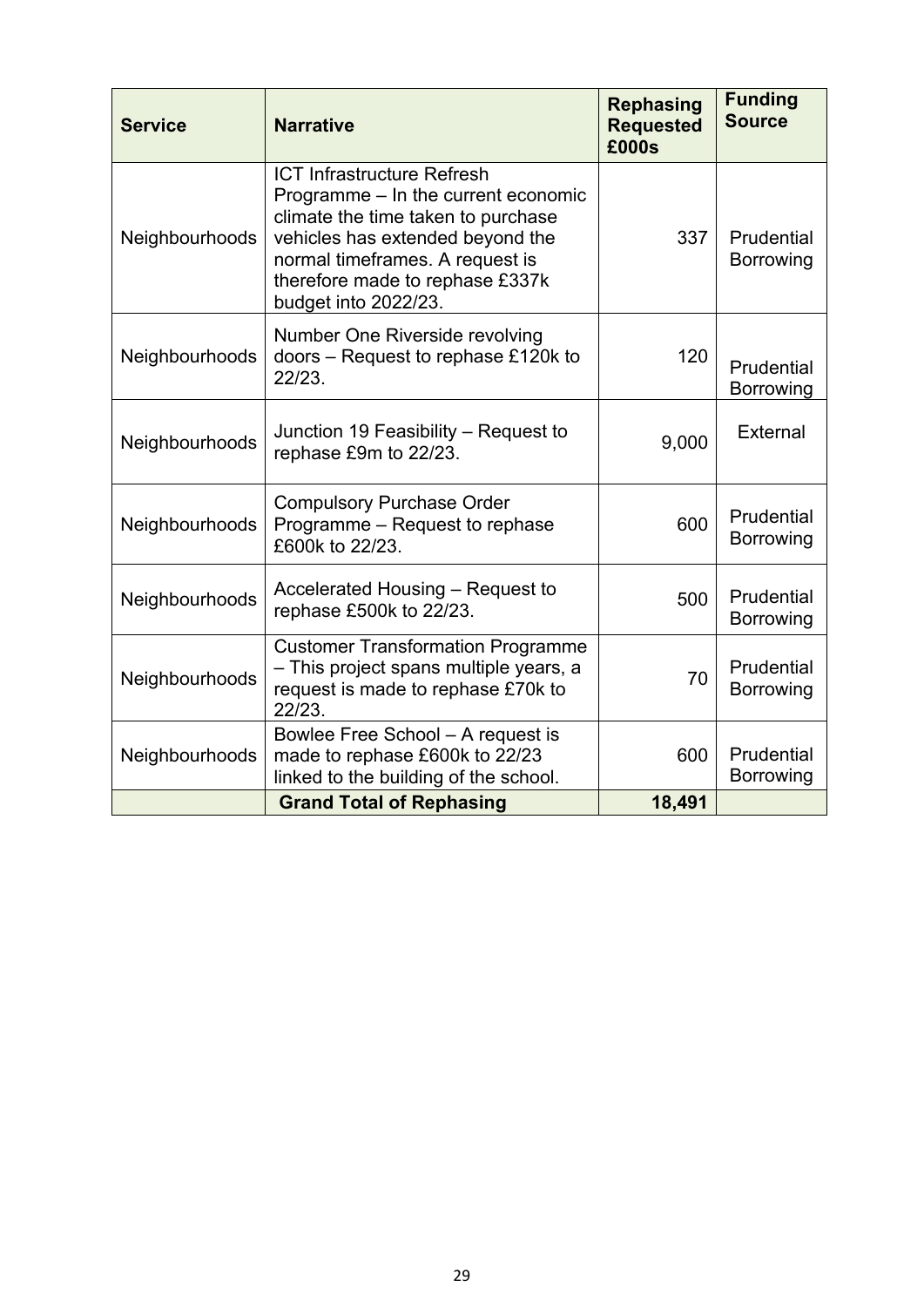| Service | Narrative | Rephasing Requested £000s | Funding Source |
|---|---|---|---|
| Neighbourhoods | ICT Infrastructure Refresh Programme – In the current economic climate the time taken to purchase vehicles has extended beyond the normal timeframes. A request is therefore made to rephase £337k budget into 2022/23. | 337 | Prudential Borrowing |
| Neighbourhoods | Number One Riverside revolving doors – Request to rephase £120k to 22/23. | 120 | Prudential Borrowing |
| Neighbourhoods | Junction 19 Feasibility – Request to rephase £9m to 22/23. | 9,000 | External |
| Neighbourhoods | Compulsory Purchase Order Programme – Request to rephase £600k to 22/23. | 600 | Prudential Borrowing |
| Neighbourhoods | Accelerated Housing – Request to rephase £500k to 22/23. | 500 | Prudential Borrowing |
| Neighbourhoods | Customer Transformation Programme – This project spans multiple years, a request is made to rephase £70k to 22/23. | 70 | Prudential Borrowing |
| Neighbourhoods | Bowlee Free School – A request is made to rephase £600k to 22/23 linked to the building of the school. | 600 | Prudential Borrowing |
| | **Grand Total of Rephasing** | **18,491** | |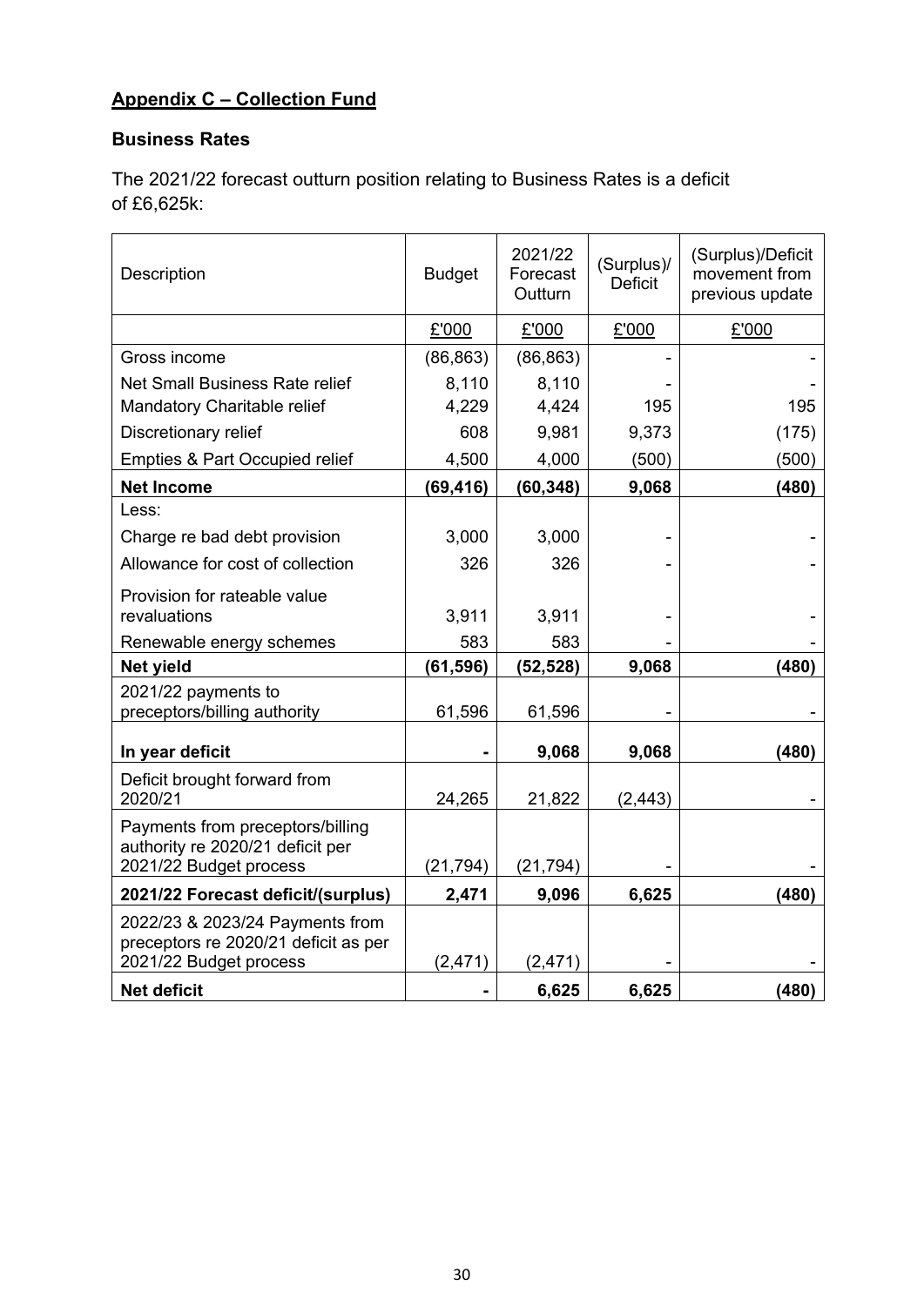## Appendix C – Collection Fund

### Business Rates

The 2021/22 forecast outturn position relating to Business Rates is a deficit of £6,625k:

| Description | Budget | 2021/22 Forecast Outturn | (Surplus)/ Deficit | (Surplus)/Deficit movement from previous update |
|---|---|---|---|---|
| | £'000 | £'000 | £'000 | £'000 |
| Gross income | (86,863) | (86,863) | - | - |
| Net Small Business Rate relief | 8,110 | 8,110 | - | - |
| Mandatory Charitable relief | 4,229 | 4,424 | 195 | 195 |
| Discretionary relief | 608 | 9,981 | 9,373 | (175) |
| Empties & Part Occupied relief | 4,500 | 4,000 | (500) | (500) |
| **Net Income** | **(69,416)** | **(60,348)** | **9,068** | **(480)** |
| Less: | | | | |
| Charge re bad debt provision | 3,000 | 3,000 | - | - |
| Allowance for cost of collection | 326 | 326 | - | - |
| Provision for rateable value revaluations | 3,911 | 3,911 | - | - |
| Renewable energy schemes | 583 | 583 | - | - |
| **Net yield** | **(61,596)** | **(52,528)** | **9,068** | **(480)** |
| 2021/22 payments to preceptors/billing authority | 61,596 | 61,596 | - | - |
| **In year deficit** | **-** | **9,068** | **9,068** | **(480)** |
| Deficit brought forward from 2020/21 | 24,265 | 21,822 | (2,443) | - |
| Payments from preceptors/billing authority re 2020/21 deficit per 2021/22 Budget process | (21,794) | (21,794) | - | - |
| **2021/22 Forecast deficit/(surplus)** | **2,471** | **9,096** | **6,625** | **(480)** |
| 2022/23 & 2023/24 Payments from preceptors re 2020/21 deficit as per 2021/22 Budget process | (2,471) | (2,471) | - | - |
| **Net deficit** | **-** | **6,625** | **6,625** | **(480)** |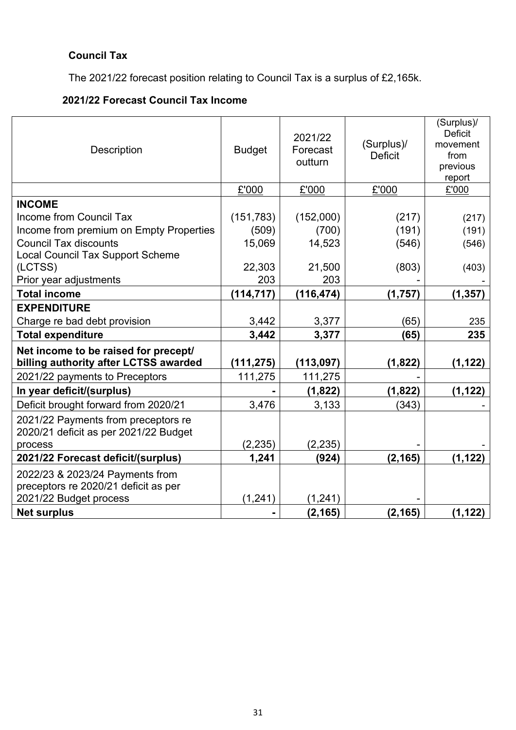### Council Tax

The 2021/22 forecast position relating to Council Tax is a surplus of £2,165k.

### 2021/22 Forecast Council Tax Income

| Description | Budget | 2021/22 Forecast outturn | (Surplus)/ Deficit | (Surplus)/ Deficit movement from previous report |
|---|---|---|---|---|
| | £'000 | £'000 | £'000 | £'000 |
| **INCOME** | | | | |
| Income from Council Tax | (151,783) | (152,000) | (217) | (217) |
| Income from premium on Empty Properties | (509) | (700) | (191) | (191) |
| Council Tax discounts | 15,069 | 14,523 | (546) | (546) |
| Local Council Tax Support Scheme (LCTSS) | 22,303 | 21,500 | (803) | (403) |
| Prior year adjustments | 203 | 203 | - | - |
| **Total income** | **(114,717)** | **(116,474)** | **(1,757)** | **(1,357)** |
| **EXPENDITURE** | | | | |
| Charge re bad debt provision | 3,442 | 3,377 | (65) | 235 |
| **Total expenditure** | **3,442** | **3,377** | **(65)** | **235** |
| **Net income to be raised for precept/ billing authority after LCTSS awarded** | **(111,275)** | **(113,097)** | **(1,822)** | **(1,122)** |
| 2021/22 payments to Preceptors | 111,275 | 111,275 | - | |
| **In year deficit/(surplus)** | **-** | **(1,822)** | **(1,822)** | **(1,122)** |
| Deficit brought forward from 2020/21 | 3,476 | 3,133 | (343) | - |
| 2021/22 Payments from preceptors re 2020/21 deficit as per 2021/22 Budget process | (2,235) | (2,235) | - | - |
| **2021/22 Forecast deficit/(surplus)** | **1,241** | **(924)** | **(2,165)** | **(1,122)** |
| 2022/23 & 2023/24 Payments from preceptors re 2020/21 deficit as per 2021/22 Budget process | (1,241) | (1,241) | - | |
| **Net surplus** | **-** | **(2,165)** | **(2,165)** | **(1,122)** |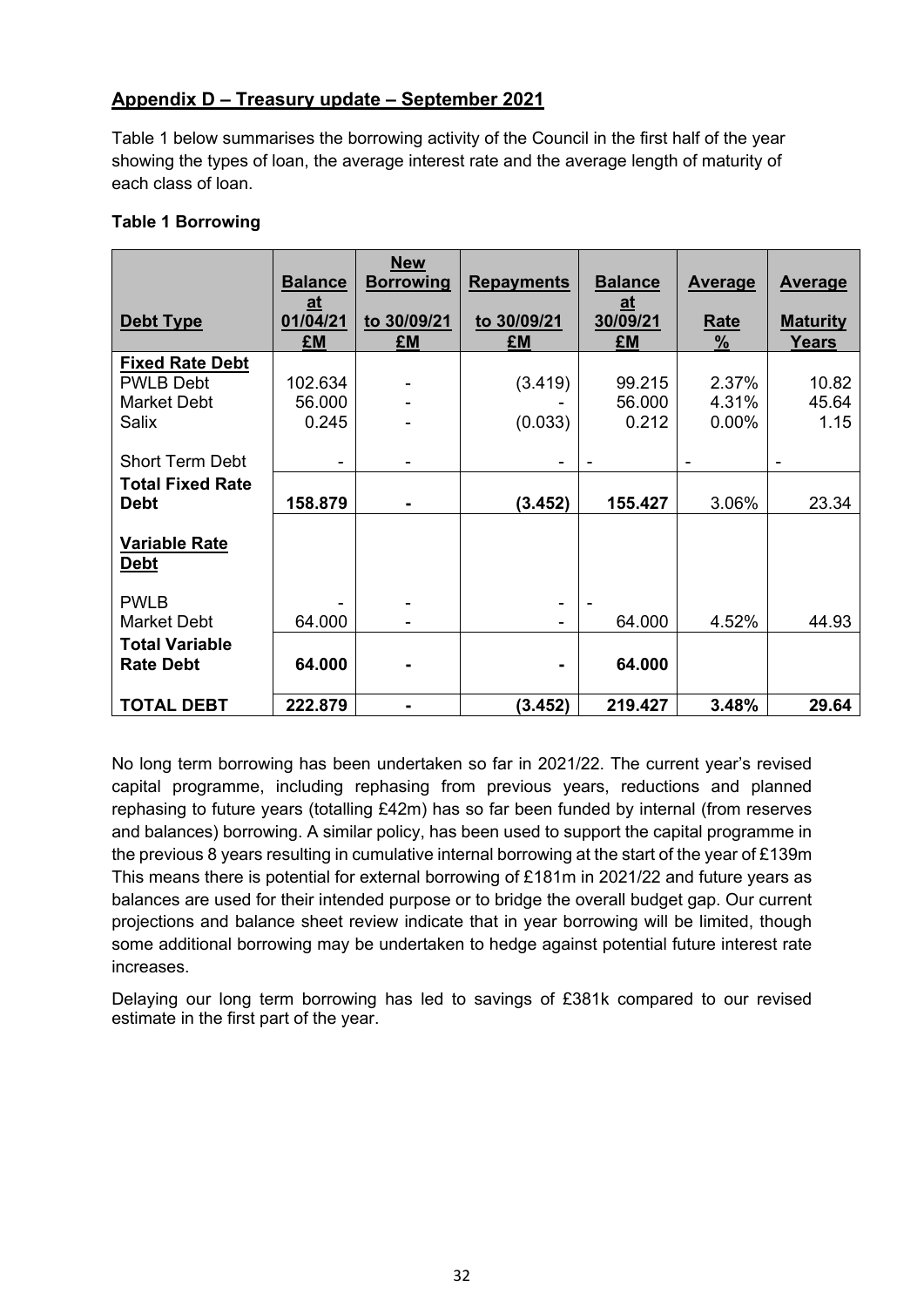## Appendix D – Treasury update – September 2021

Table 1 below summarises the borrowing activity of the Council in the first half of the year showing the types of loan, the average interest rate and the average length of maturity of each class of loan.

**Table 1 Borrowing**

| Debt Type | Balance at 01/04/21 £M | New Borrowing to 30/09/21 £M | Repayments to 30/09/21 £M | Balance at 30/09/21 £M | Average Rate % | Average Maturity Years |
|---|---|---|---|---|---|---|
| **Fixed Rate Debt** | | | | | | |
| PWLB Debt | 102.634 | - | (3.419) | 99.215 | 2.37% | 10.82 |
| Market Debt | 56.000 | - | - | 56.000 | 4.31% | 45.64 |
| Salix | 0.245 | - | (0.033) | 0.212 | 0.00% | 1.15 |
| Short Term Debt | - | - | - | - | - | - |
| **Total Fixed Rate Debt** | **158.879** | **-** | **(3.452)** | **155.427** | 3.06% | 23.34 |
| **Variable Rate Debt** | | | | | | |
| PWLB | - | - | - | - | | |
| Market Debt | 64.000 | - | - | 64.000 | 4.52% | 44.93 |
| **Total Variable Rate Debt** | **64.000** | **-** | **-** | **64.000** | | |
| **TOTAL DEBT** | **222.879** | **-** | **(3.452)** | **219.427** | **3.48%** | **29.64** |

No long term borrowing has been undertaken so far in 2021/22. The current year's revised capital programme, including rephasing from previous years, reductions and planned rephasing to future years (totalling £42m) has so far been funded by internal (from reserves and balances) borrowing. A similar policy, has been used to support the capital programme in the previous 8 years resulting in cumulative internal borrowing at the start of the year of £139m This means there is potential for external borrowing of £181m in 2021/22 and future years as balances are used for their intended purpose or to bridge the overall budget gap. Our current projections and balance sheet review indicate that in year borrowing will be limited, though some additional borrowing may be undertaken to hedge against potential future interest rate increases.

Delaying our long term borrowing has led to savings of £381k compared to our revised estimate in the first part of the year.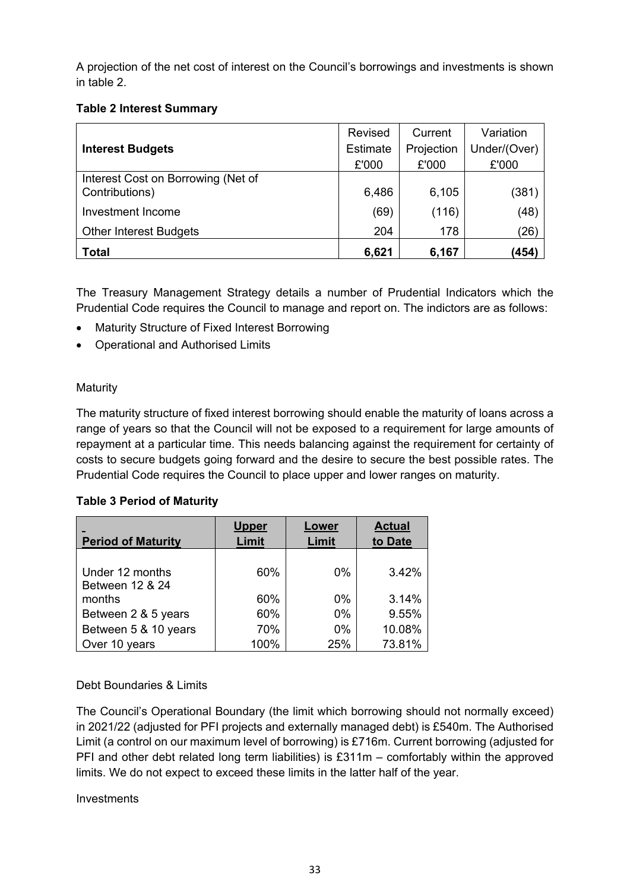A projection of the net cost of interest on the Council's borrowings and investments is shown in table 2.

**Table 2 Interest Summary**

| **Interest Budgets** | Revised Estimate £'000 | Current Projection £'000 | Variation Under/(Over) £'000 |
|---|---|---|---|
| Interest Cost on Borrowing (Net of Contributions) | 6,486 | 6,105 | (381) |
| Investment Income | (69) | (116) | (48) |
| Other Interest Budgets | 204 | 178 | (26) |
| **Total** | **6,621** | **6,167** | **(454)** |

The Treasury Management Strategy details a number of Prudential Indicators which the Prudential Code requires the Council to manage and report on. The indictors are as follows:

- Maturity Structure of Fixed Interest Borrowing
- Operational and Authorised Limits

Maturity

The maturity structure of fixed interest borrowing should enable the maturity of loans across a range of years so that the Council will not be exposed to a requirement for large amounts of repayment at a particular time. This needs balancing against the requirement for certainty of costs to secure budgets going forward and the desire to secure the best possible rates. The Prudential Code requires the Council to place upper and lower ranges on maturity.

**Table 3 Period of Maturity**

| **Period of Maturity** | **Upper Limit** | **Lower Limit** | **Actual to Date** |
|---|---|---|---|
| Under 12 months | 60% | 0% | 3.42% |
| Between 12 & 24 months | 60% | 0% | 3.14% |
| Between 2 & 5 years | 60% | 0% | 9.55% |
| Between 5 & 10 years | 70% | 0% | 10.08% |
| Over 10 years | 100% | 25% | 73.81% |

Debt Boundaries & Limits

The Council's Operational Boundary (the limit which borrowing should not normally exceed) in 2021/22 (adjusted for PFI projects and externally managed debt) is £540m. The Authorised Limit (a control on our maximum level of borrowing) is £716m. Current borrowing (adjusted for PFI and other debt related long term liabilities) is £311m – comfortably within the approved limits. We do not expect to exceed these limits in the latter half of the year.

Investments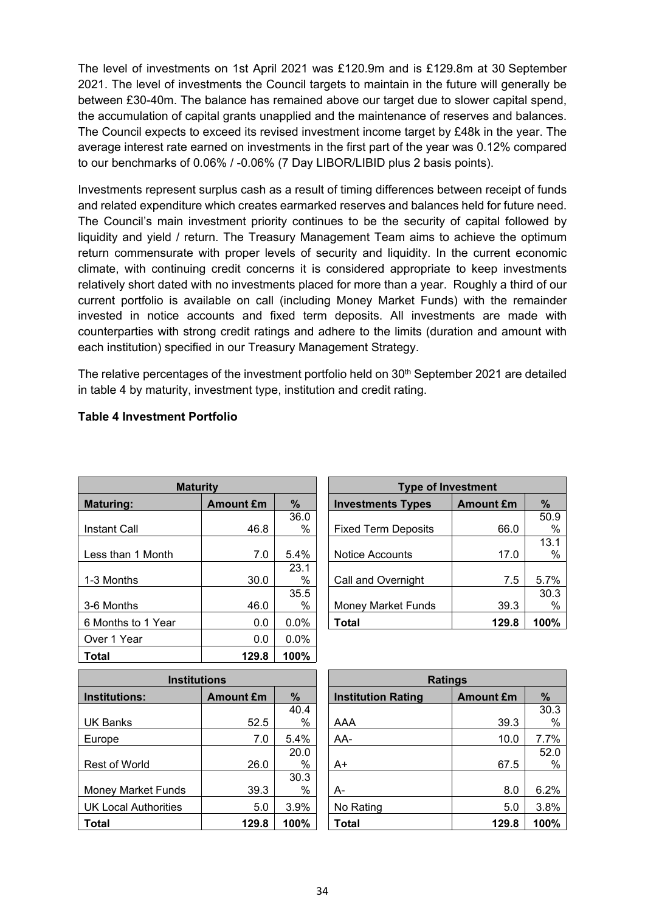The level of investments on 1st April 2021 was £120.9m and is £129.8m at 30 September 2021. The level of investments the Council targets to maintain in the future will generally be between £30-40m. The balance has remained above our target due to slower capital spend, the accumulation of capital grants unapplied and the maintenance of reserves and balances. The Council expects to exceed its revised investment income target by £48k in the year. The average interest rate earned on investments in the first part of the year was 0.12% compared to our benchmarks of 0.06% / -0.06% (7 Day LIBOR/LIBID plus 2 basis points).

Investments represent surplus cash as a result of timing differences between receipt of funds and related expenditure which creates earmarked reserves and balances held for future need. The Council's main investment priority continues to be the security of capital followed by liquidity and yield / return. The Treasury Management Team aims to achieve the optimum return commensurate with proper levels of security and liquidity. In the current economic climate, with continuing credit concerns it is considered appropriate to keep investments relatively short dated with no investments placed for more than a year. Roughly a third of our current portfolio is available on call (including Money Market Funds) with the remainder invested in notice accounts and fixed term deposits. All investments are made with counterparties with strong credit ratings and adhere to the limits (duration and amount with each institution) specified in our Treasury Management Strategy.

The relative percentages of the investment portfolio held on 30th September 2021 are detailed in table 4 by maturity, investment type, institution and credit rating.

**Table 4 Investment Portfolio**

| Maturity | | |
|---|---|---|
| **Maturing:** | **Amount £m** | **%** |
| Instant Call | 46.8 | 36.0% |
| Less than 1 Month | 7.0 | 5.4% |
| 1-3 Months | 30.0 | 23.1% |
| 3-6 Months | 46.0 | 35.5% |
| 6 Months to 1 Year | 0.0 | 0.0% |
| Over 1 Year | 0.0 | 0.0% |
| **Total** | **129.8** | **100%** |

| Type of Investment | | |
|---|---|---|
| **Investments Types** | **Amount £m** | **%** |
| Fixed Term Deposits | 66.0 | 50.9% |
| Notice Accounts | 17.0 | 13.1% |
| Call and Overnight | 7.5 | 5.7% |
| Money Market Funds | 39.3 | 30.3% |
| **Total** | **129.8** | **100%** |

| Institutions | | |
|---|---|---|
| **Institutions:** | **Amount £m** | **%** |
| UK Banks | 52.5 | 40.4% |
| Europe | 7.0 | 5.4% |
| Rest of World | 26.0 | 20.0% |
| Money Market Funds | 39.3 | 30.3% |
| UK Local Authorities | 5.0 | 3.9% |
| **Total** | **129.8** | **100%** |

| Ratings | | |
|---|---|---|
| **Institution Rating** | **Amount £m** | **%** |
| AAA | 39.3 | 30.3% |
| AA- | 10.0 | 7.7% |
| A+ | 67.5 | 52.0% |
| A- | 8.0 | 6.2% |
| No Rating | 5.0 | 3.8% |
| **Total** | **129.8** | **100%** |